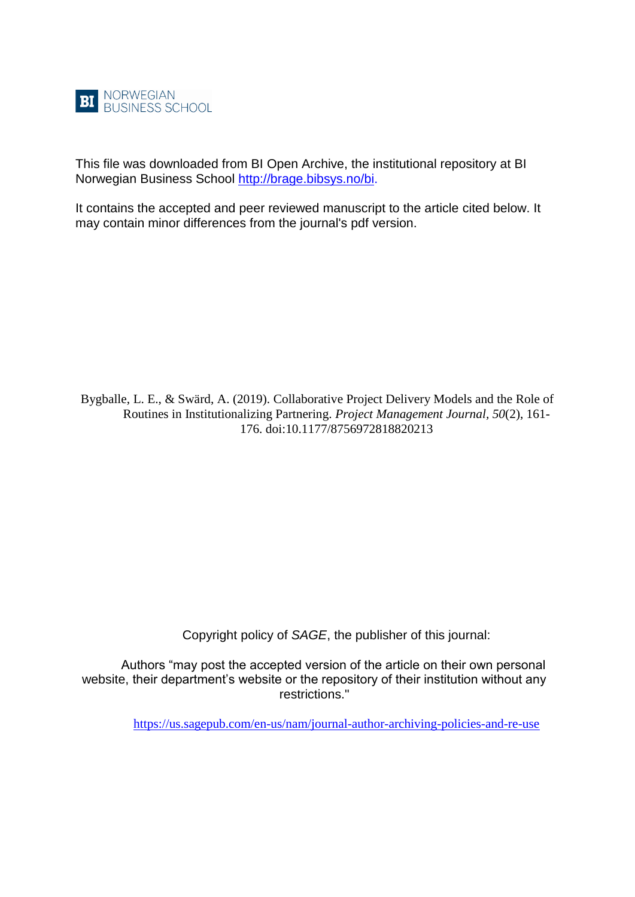BI NORWEGIAN BUSINESS SCHOOL

This file was downloaded from BI Open Archive, the institutional repository at BI Norwegian Business School [http://brage.bibsys.no/bi](http://brage.bibsys.no/bi).

It contains the accepted and peer reviewed manuscript to the article cited below. It may contain minor differences from the journal's pdf version.

Bygballe, L. E., & Swärd, A. (2019). Collaborative Project Delivery Models and the Role of Routines in Institutionalizing Partnering. *Project Management Journal*, *50*(2), 161-176. doi:10.1177/8756972818820213

Copyright policy of *SAGE*, the publisher of this journal:

Authors "may post the accepted version of the article on their own personal website, their department's website or the repository of their institution without any restrictions."

[https://us.sagepub.com/en-us/nam/journal-author-archiving-policies-and-re-use](https://us.sagepub.com/en-us/nam/journal-author-archiving-policies-and-re-use)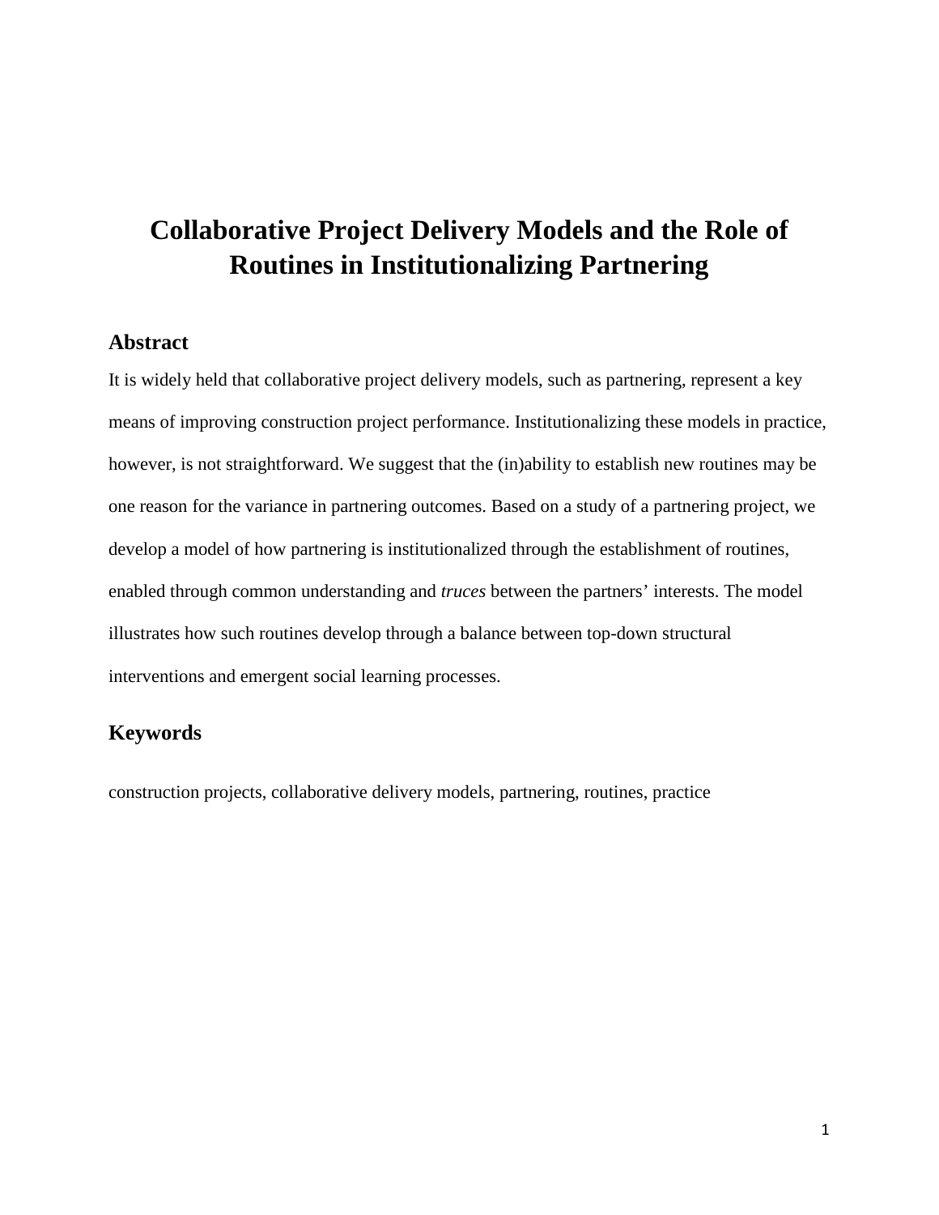# Collaborative Project Delivery Models and the Role of Routines in Institutionalizing Partnering

## Abstract

It is widely held that collaborative project delivery models, such as partnering, represent a key means of improving construction project performance. Institutionalizing these models in practice, however, is not straightforward. We suggest that the (in)ability to establish new routines may be one reason for the variance in partnering outcomes. Based on a study of a partnering project, we develop a model of how partnering is institutionalized through the establishment of routines, enabled through common understanding and *truces* between the partners' interests. The model illustrates how such routines develop through a balance between top-down structural interventions and emergent social learning processes.

## Keywords

construction projects, collaborative delivery models, partnering, routines, practice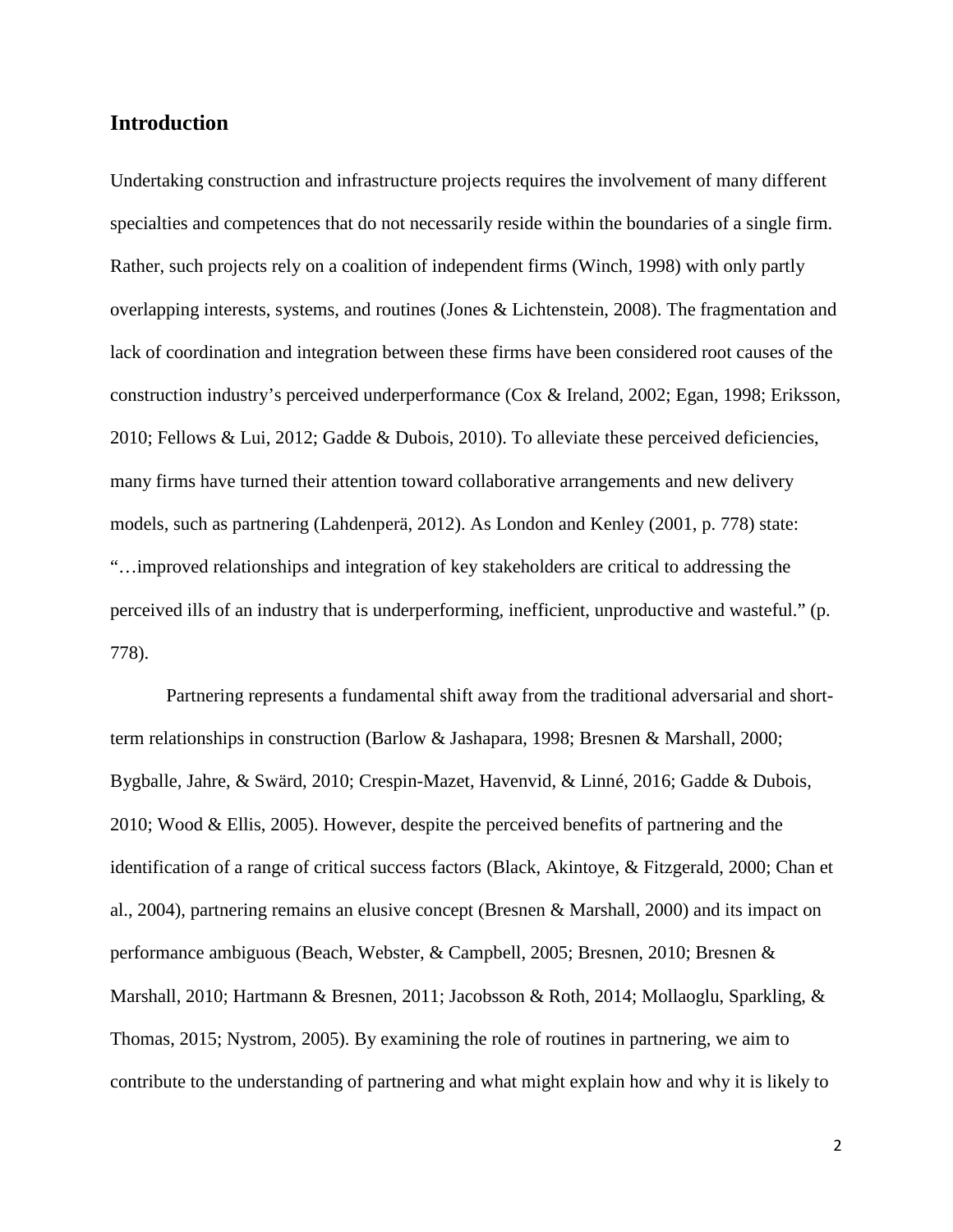## Introduction

Undertaking construction and infrastructure projects requires the involvement of many different specialties and competences that do not necessarily reside within the boundaries of a single firm. Rather, such projects rely on a coalition of independent firms (Winch, 1998) with only partly overlapping interests, systems, and routines (Jones & Lichtenstein, 2008). The fragmentation and lack of coordination and integration between these firms have been considered root causes of the construction industry's perceived underperformance (Cox & Ireland, 2002; Egan, 1998; Eriksson, 2010; Fellows & Lui, 2012; Gadde & Dubois, 2010). To alleviate these perceived deficiencies, many firms have turned their attention toward collaborative arrangements and new delivery models, such as partnering (Lahdenperä, 2012). As London and Kenley (2001, p. 778) state: "…improved relationships and integration of key stakeholders are critical to addressing the perceived ills of an industry that is underperforming, inefficient, unproductive and wasteful." (p. 778).

Partnering represents a fundamental shift away from the traditional adversarial and short-term relationships in construction (Barlow & Jashapara, 1998; Bresnen & Marshall, 2000; Bygballe, Jahre, & Swärd, 2010; Crespin-Mazet, Havenvid, & Linné, 2016; Gadde & Dubois, 2010; Wood & Ellis, 2005). However, despite the perceived benefits of partnering and the identification of a range of critical success factors (Black, Akintoye, & Fitzgerald, 2000; Chan et al., 2004), partnering remains an elusive concept (Bresnen & Marshall, 2000) and its impact on performance ambiguous (Beach, Webster, & Campbell, 2005; Bresnen, 2010; Bresnen & Marshall, 2010; Hartmann & Bresnen, 2011; Jacobsson & Roth, 2014; Mollaoglu, Sparkling, & Thomas, 2015; Nystrom, 2005). By examining the role of routines in partnering, we aim to contribute to the understanding of partnering and what might explain how and why it is likely to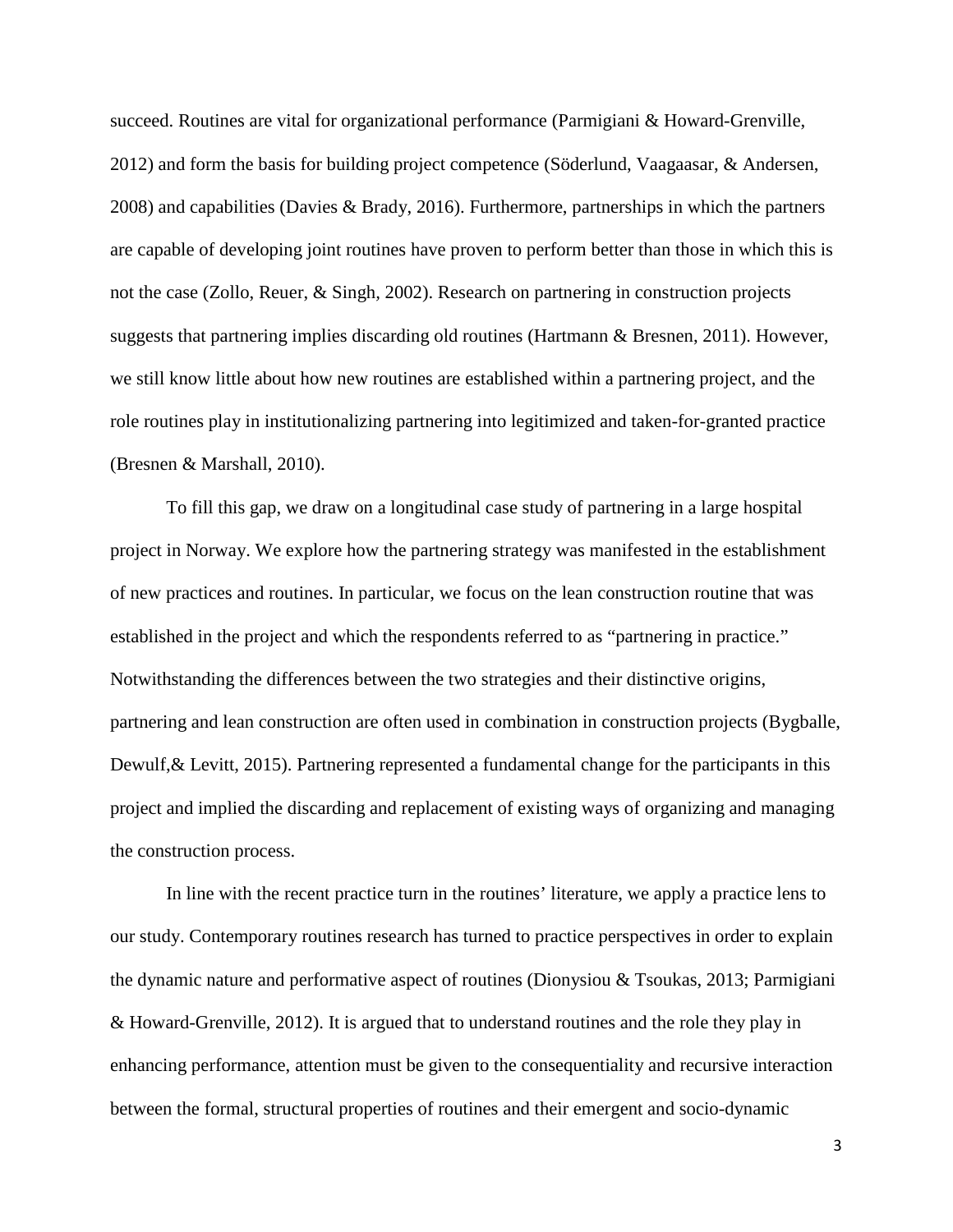succeed. Routines are vital for organizational performance (Parmigiani & Howard-Grenville, 2012) and form the basis for building project competence (Söderlund, Vaagaasar, & Andersen, 2008) and capabilities (Davies & Brady, 2016). Furthermore, partnerships in which the partners are capable of developing joint routines have proven to perform better than those in which this is not the case (Zollo, Reuer, & Singh, 2002). Research on partnering in construction projects suggests that partnering implies discarding old routines (Hartmann & Bresnen, 2011). However, we still know little about how new routines are established within a partnering project, and the role routines play in institutionalizing partnering into legitimized and taken-for-granted practice (Bresnen & Marshall, 2010).

To fill this gap, we draw on a longitudinal case study of partnering in a large hospital project in Norway. We explore how the partnering strategy was manifested in the establishment of new practices and routines. In particular, we focus on the lean construction routine that was established in the project and which the respondents referred to as "partnering in practice." Notwithstanding the differences between the two strategies and their distinctive origins, partnering and lean construction are often used in combination in construction projects (Bygballe, Dewulf,& Levitt, 2015). Partnering represented a fundamental change for the participants in this project and implied the discarding and replacement of existing ways of organizing and managing the construction process.

In line with the recent practice turn in the routines' literature, we apply a practice lens to our study. Contemporary routines research has turned to practice perspectives in order to explain the dynamic nature and performative aspect of routines (Dionysiou & Tsoukas, 2013; Parmigiani & Howard-Grenville, 2012). It is argued that to understand routines and the role they play in enhancing performance, attention must be given to the consequentiality and recursive interaction between the formal, structural properties of routines and their emergent and socio-dynamic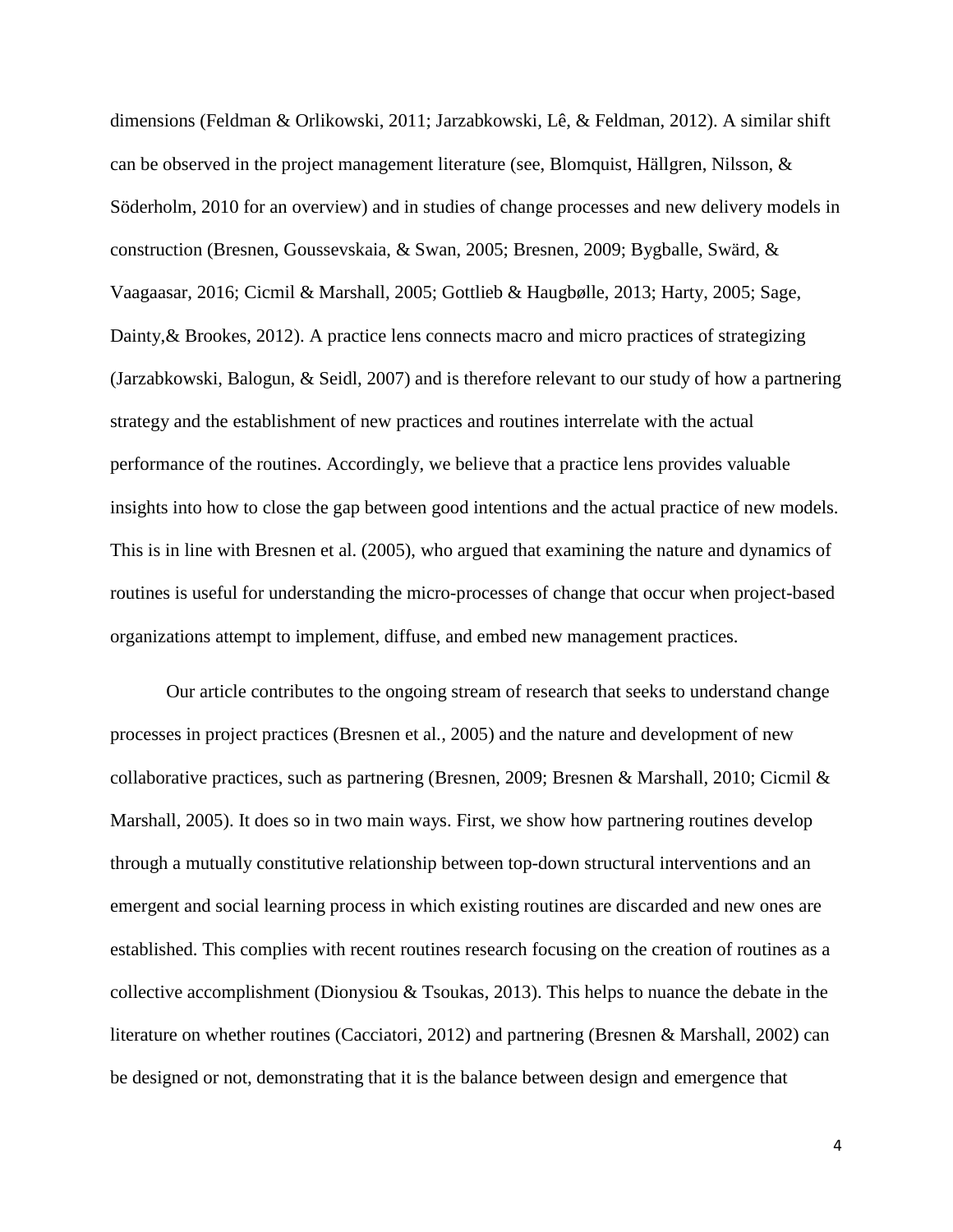dimensions (Feldman & Orlikowski, 2011; Jarzabkowski, Lê, & Feldman, 2012). A similar shift can be observed in the project management literature (see, Blomquist, Hällgren, Nilsson, & Söderholm, 2010 for an overview) and in studies of change processes and new delivery models in construction (Bresnen, Goussevskaia, & Swan, 2005; Bresnen, 2009; Bygballe, Swärd, & Vaagaasar, 2016; Cicmil & Marshall, 2005; Gottlieb & Haugbølle, 2013; Harty, 2005; Sage, Dainty,& Brookes, 2012). A practice lens connects macro and micro practices of strategizing (Jarzabkowski, Balogun, & Seidl, 2007) and is therefore relevant to our study of how a partnering strategy and the establishment of new practices and routines interrelate with the actual performance of the routines. Accordingly, we believe that a practice lens provides valuable insights into how to close the gap between good intentions and the actual practice of new models. This is in line with Bresnen et al. (2005), who argued that examining the nature and dynamics of routines is useful for understanding the micro-processes of change that occur when project-based organizations attempt to implement, diffuse, and embed new management practices.

Our article contributes to the ongoing stream of research that seeks to understand change processes in project practices (Bresnen et al., 2005) and the nature and development of new collaborative practices, such as partnering (Bresnen, 2009; Bresnen & Marshall, 2010; Cicmil & Marshall, 2005). It does so in two main ways. First, we show how partnering routines develop through a mutually constitutive relationship between top-down structural interventions and an emergent and social learning process in which existing routines are discarded and new ones are established. This complies with recent routines research focusing on the creation of routines as a collective accomplishment (Dionysiou & Tsoukas, 2013). This helps to nuance the debate in the literature on whether routines (Cacciatori, 2012) and partnering (Bresnen & Marshall, 2002) can be designed or not, demonstrating that it is the balance between design and emergence that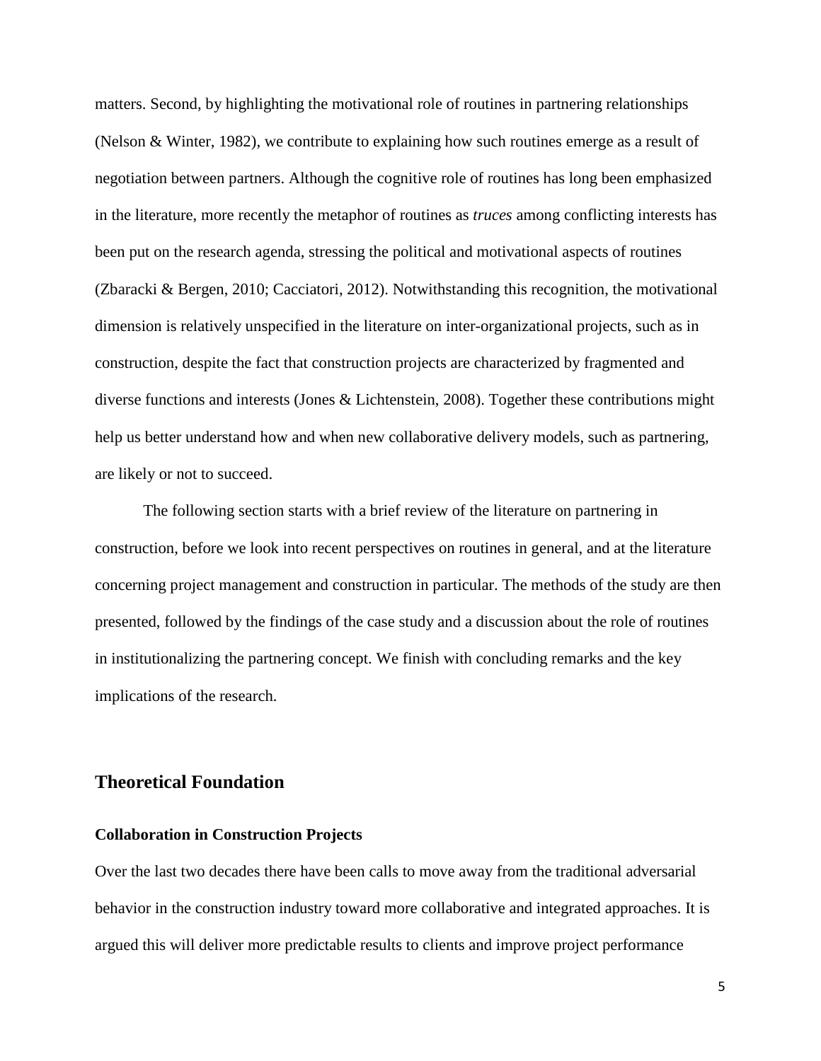matters. Second, by highlighting the motivational role of routines in partnering relationships (Nelson & Winter, 1982), we contribute to explaining how such routines emerge as a result of negotiation between partners. Although the cognitive role of routines has long been emphasized in the literature, more recently the metaphor of routines as *truces* among conflicting interests has been put on the research agenda, stressing the political and motivational aspects of routines (Zbaracki & Bergen, 2010; Cacciatori, 2012). Notwithstanding this recognition, the motivational dimension is relatively unspecified in the literature on inter-organizational projects, such as in construction, despite the fact that construction projects are characterized by fragmented and diverse functions and interests (Jones & Lichtenstein, 2008). Together these contributions might help us better understand how and when new collaborative delivery models, such as partnering, are likely or not to succeed.

The following section starts with a brief review of the literature on partnering in construction, before we look into recent perspectives on routines in general, and at the literature concerning project management and construction in particular. The methods of the study are then presented, followed by the findings of the case study and a discussion about the role of routines in institutionalizing the partnering concept. We finish with concluding remarks and the key implications of the research.

## Theoretical Foundation

### Collaboration in Construction Projects

Over the last two decades there have been calls to move away from the traditional adversarial behavior in the construction industry toward more collaborative and integrated approaches. It is argued this will deliver more predictable results to clients and improve project performance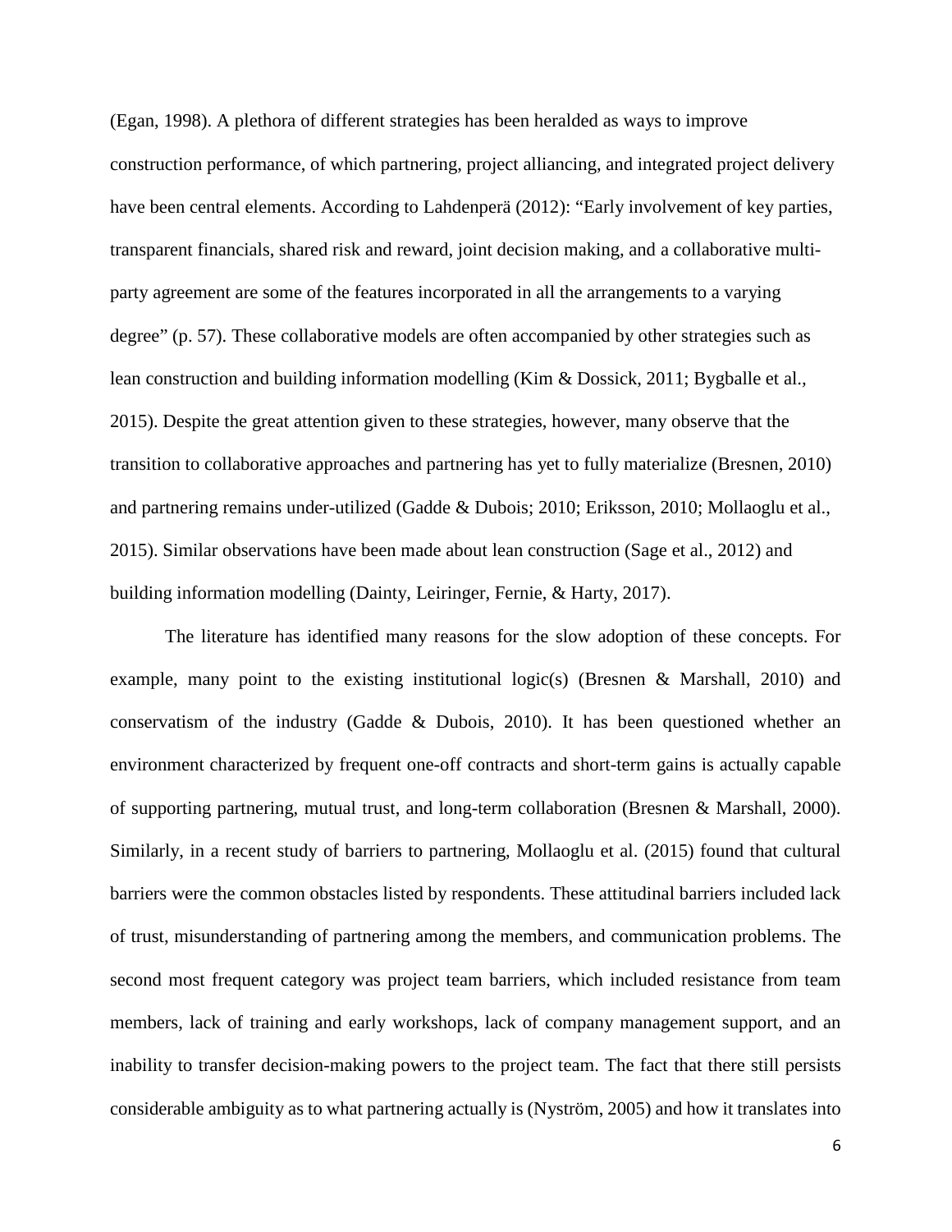(Egan, 1998). A plethora of different strategies has been heralded as ways to improve construction performance, of which partnering, project alliancing, and integrated project delivery have been central elements. According to Lahdenperä (2012): "Early involvement of key parties, transparent financials, shared risk and reward, joint decision making, and a collaborative multi-party agreement are some of the features incorporated in all the arrangements to a varying degree" (p. 57). These collaborative models are often accompanied by other strategies such as lean construction and building information modelling (Kim & Dossick, 2011; Bygballe et al., 2015). Despite the great attention given to these strategies, however, many observe that the transition to collaborative approaches and partnering has yet to fully materialize (Bresnen, 2010) and partnering remains under-utilized (Gadde & Dubois; 2010; Eriksson, 2010; Mollaoglu et al., 2015). Similar observations have been made about lean construction (Sage et al., 2012) and building information modelling (Dainty, Leiringer, Fernie, & Harty, 2017).

The literature has identified many reasons for the slow adoption of these concepts. For example, many point to the existing institutional logic(s) (Bresnen & Marshall, 2010) and conservatism of the industry (Gadde & Dubois, 2010). It has been questioned whether an environment characterized by frequent one-off contracts and short-term gains is actually capable of supporting partnering, mutual trust, and long-term collaboration (Bresnen & Marshall, 2000). Similarly, in a recent study of barriers to partnering, Mollaoglu et al. (2015) found that cultural barriers were the common obstacles listed by respondents. These attitudinal barriers included lack of trust, misunderstanding of partnering among the members, and communication problems. The second most frequent category was project team barriers, which included resistance from team members, lack of training and early workshops, lack of company management support, and an inability to transfer decision-making powers to the project team. The fact that there still persists considerable ambiguity as to what partnering actually is (Nyström, 2005) and how it translates into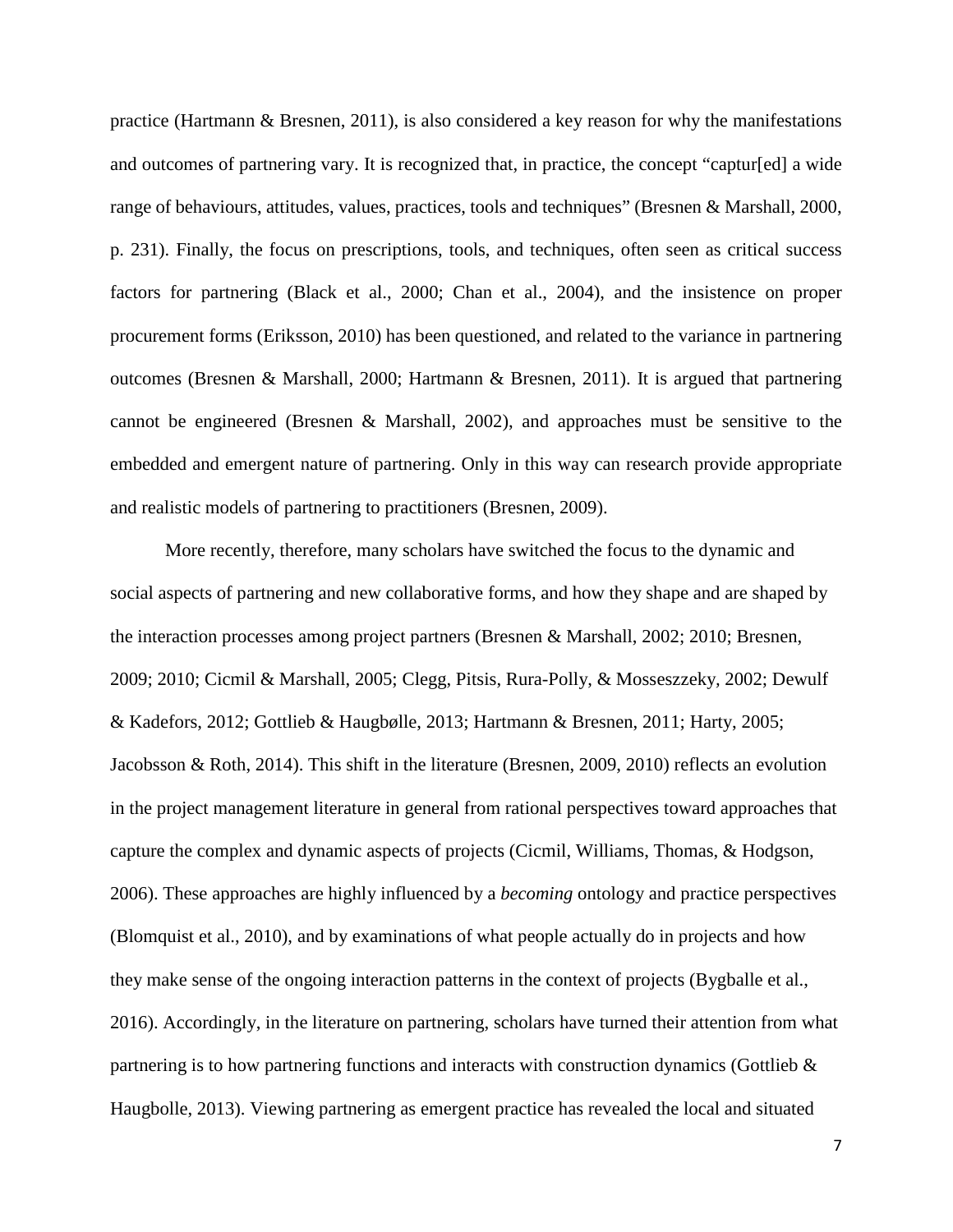practice (Hartmann & Bresnen, 2011), is also considered a key reason for why the manifestations and outcomes of partnering vary. It is recognized that, in practice, the concept "captur[ed] a wide range of behaviours, attitudes, values, practices, tools and techniques" (Bresnen & Marshall, 2000, p. 231). Finally, the focus on prescriptions, tools, and techniques, often seen as critical success factors for partnering (Black et al., 2000; Chan et al., 2004), and the insistence on proper procurement forms (Eriksson, 2010) has been questioned, and related to the variance in partnering outcomes (Bresnen & Marshall, 2000; Hartmann & Bresnen, 2011). It is argued that partnering cannot be engineered (Bresnen & Marshall, 2002), and approaches must be sensitive to the embedded and emergent nature of partnering. Only in this way can research provide appropriate and realistic models of partnering to practitioners (Bresnen, 2009).

More recently, therefore, many scholars have switched the focus to the dynamic and social aspects of partnering and new collaborative forms, and how they shape and are shaped by the interaction processes among project partners (Bresnen & Marshall, 2002; 2010; Bresnen, 2009; 2010; Cicmil & Marshall, 2005; Clegg, Pitsis, Rura-Polly, & Mosseszzeky, 2002; Dewulf & Kadefors, 2012; Gottlieb & Haugbølle, 2013; Hartmann & Bresnen, 2011; Harty, 2005; Jacobsson & Roth, 2014). This shift in the literature (Bresnen, 2009, 2010) reflects an evolution in the project management literature in general from rational perspectives toward approaches that capture the complex and dynamic aspects of projects (Cicmil, Williams, Thomas, & Hodgson, 2006). These approaches are highly influenced by a *becoming* ontology and practice perspectives (Blomquist et al., 2010), and by examinations of what people actually do in projects and how they make sense of the ongoing interaction patterns in the context of projects (Bygballe et al., 2016). Accordingly, in the literature on partnering, scholars have turned their attention from what partnering is to how partnering functions and interacts with construction dynamics (Gottlieb & Haugbolle, 2013). Viewing partnering as emergent practice has revealed the local and situated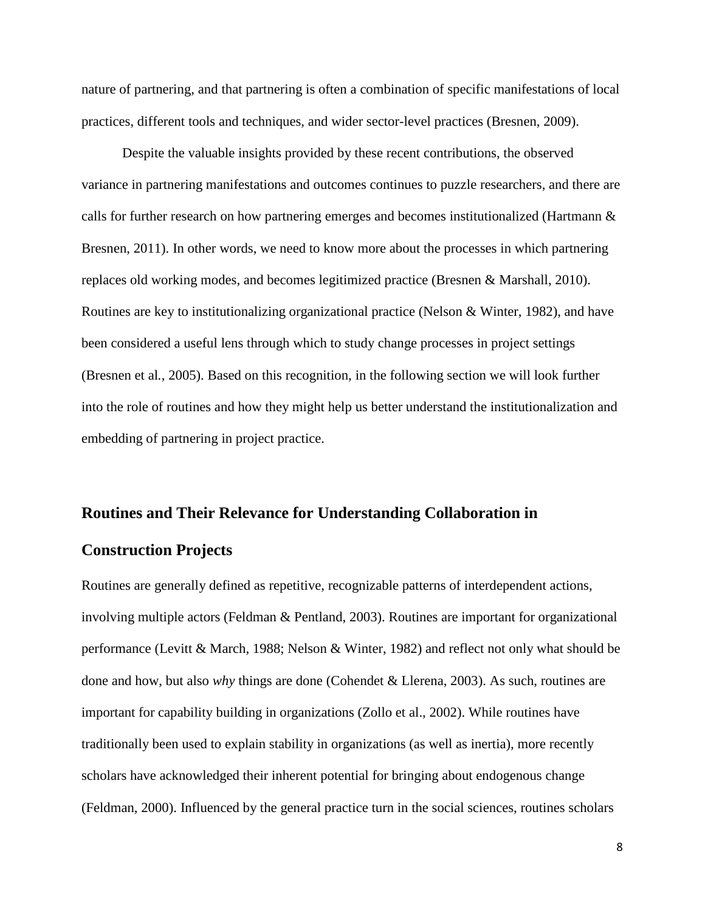nature of partnering, and that partnering is often a combination of specific manifestations of local practices, different tools and techniques, and wider sector-level practices (Bresnen, 2009).

Despite the valuable insights provided by these recent contributions, the observed variance in partnering manifestations and outcomes continues to puzzle researchers, and there are calls for further research on how partnering emerges and becomes institutionalized (Hartmann & Bresnen, 2011). In other words, we need to know more about the processes in which partnering replaces old working modes, and becomes legitimized practice (Bresnen & Marshall, 2010). Routines are key to institutionalizing organizational practice (Nelson & Winter, 1982), and have been considered a useful lens through which to study change processes in project settings (Bresnen et al., 2005). Based on this recognition, in the following section we will look further into the role of routines and how they might help us better understand the institutionalization and embedding of partnering in project practice.

## Routines and Their Relevance for Understanding Collaboration in Construction Projects

Routines are generally defined as repetitive, recognizable patterns of interdependent actions, involving multiple actors (Feldman & Pentland, 2003). Routines are important for organizational performance (Levitt & March, 1988; Nelson & Winter, 1982) and reflect not only what should be done and how, but also *why* things are done (Cohendet & Llerena, 2003). As such, routines are important for capability building in organizations (Zollo et al., 2002). While routines have traditionally been used to explain stability in organizations (as well as inertia), more recently scholars have acknowledged their inherent potential for bringing about endogenous change (Feldman, 2000). Influenced by the general practice turn in the social sciences, routines scholars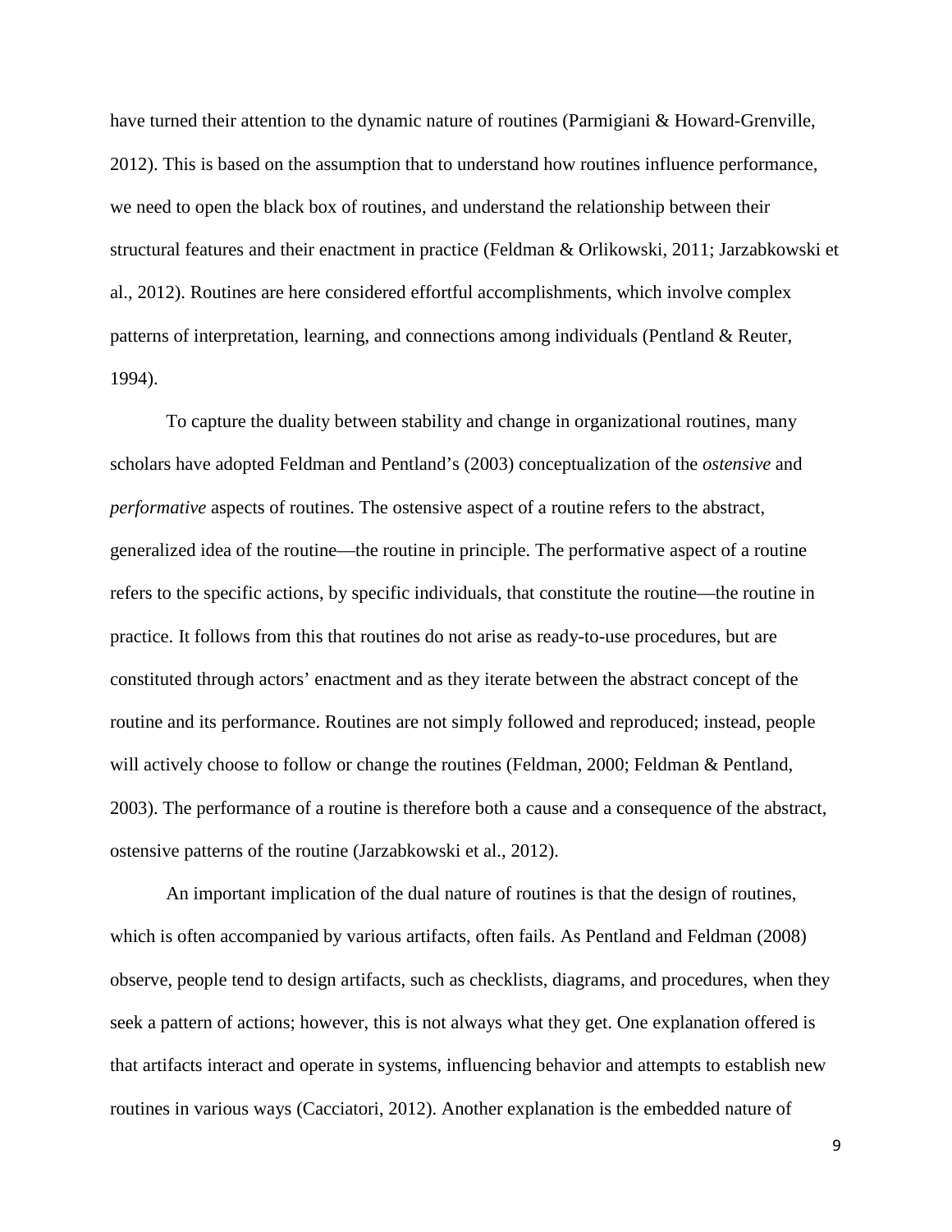have turned their attention to the dynamic nature of routines (Parmigiani & Howard-Grenville, 2012). This is based on the assumption that to understand how routines influence performance, we need to open the black box of routines, and understand the relationship between their structural features and their enactment in practice (Feldman & Orlikowski, 2011; Jarzabkowski et al., 2012). Routines are here considered effortful accomplishments, which involve complex patterns of interpretation, learning, and connections among individuals (Pentland & Reuter, 1994).

To capture the duality between stability and change in organizational routines, many scholars have adopted Feldman and Pentland's (2003) conceptualization of the *ostensive* and *performative* aspects of routines. The ostensive aspect of a routine refers to the abstract, generalized idea of the routine—the routine in principle. The performative aspect of a routine refers to the specific actions, by specific individuals, that constitute the routine—the routine in practice. It follows from this that routines do not arise as ready-to-use procedures, but are constituted through actors' enactment and as they iterate between the abstract concept of the routine and its performance. Routines are not simply followed and reproduced; instead, people will actively choose to follow or change the routines (Feldman, 2000; Feldman & Pentland, 2003). The performance of a routine is therefore both a cause and a consequence of the abstract, ostensive patterns of the routine (Jarzabkowski et al., 2012).

An important implication of the dual nature of routines is that the design of routines, which is often accompanied by various artifacts, often fails. As Pentland and Feldman (2008) observe, people tend to design artifacts, such as checklists, diagrams, and procedures, when they seek a pattern of actions; however, this is not always what they get. One explanation offered is that artifacts interact and operate in systems, influencing behavior and attempts to establish new routines in various ways (Cacciatori, 2012). Another explanation is the embedded nature of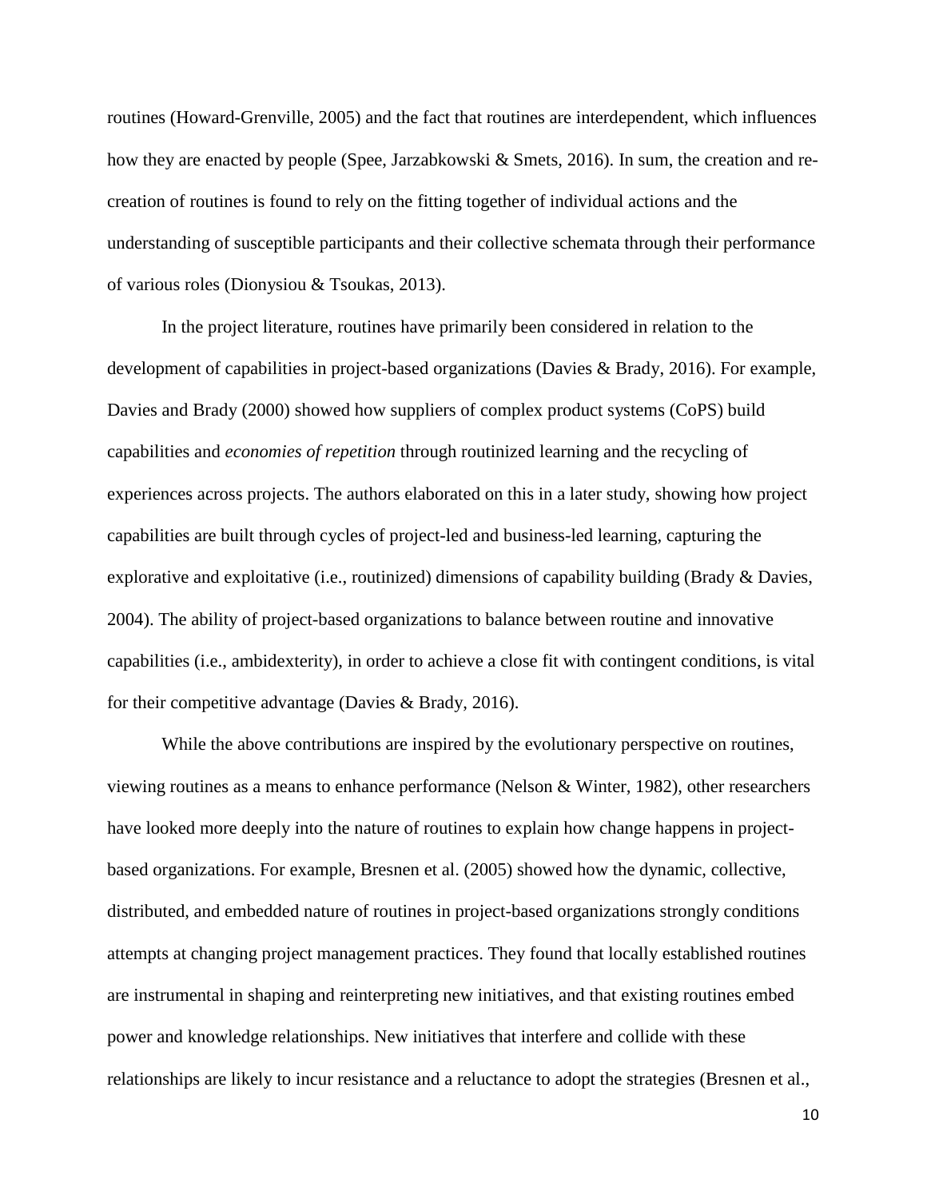routines (Howard-Grenville, 2005) and the fact that routines are interdependent, which influences how they are enacted by people (Spee, Jarzabkowski & Smets, 2016). In sum, the creation and re-creation of routines is found to rely on the fitting together of individual actions and the understanding of susceptible participants and their collective schemata through their performance of various roles (Dionysiou & Tsoukas, 2013).

In the project literature, routines have primarily been considered in relation to the development of capabilities in project-based organizations (Davies & Brady, 2016). For example, Davies and Brady (2000) showed how suppliers of complex product systems (CoPS) build capabilities and *economies of repetition* through routinized learning and the recycling of experiences across projects. The authors elaborated on this in a later study, showing how project capabilities are built through cycles of project-led and business-led learning, capturing the explorative and exploitative (i.e., routinized) dimensions of capability building (Brady & Davies, 2004). The ability of project-based organizations to balance between routine and innovative capabilities (i.e., ambidexterity), in order to achieve a close fit with contingent conditions, is vital for their competitive advantage (Davies & Brady, 2016).

While the above contributions are inspired by the evolutionary perspective on routines, viewing routines as a means to enhance performance (Nelson & Winter, 1982), other researchers have looked more deeply into the nature of routines to explain how change happens in project-based organizations. For example, Bresnen et al. (2005) showed how the dynamic, collective, distributed, and embedded nature of routines in project-based organizations strongly conditions attempts at changing project management practices. They found that locally established routines are instrumental in shaping and reinterpreting new initiatives, and that existing routines embed power and knowledge relationships. New initiatives that interfere and collide with these relationships are likely to incur resistance and a reluctance to adopt the strategies (Bresnen et al.,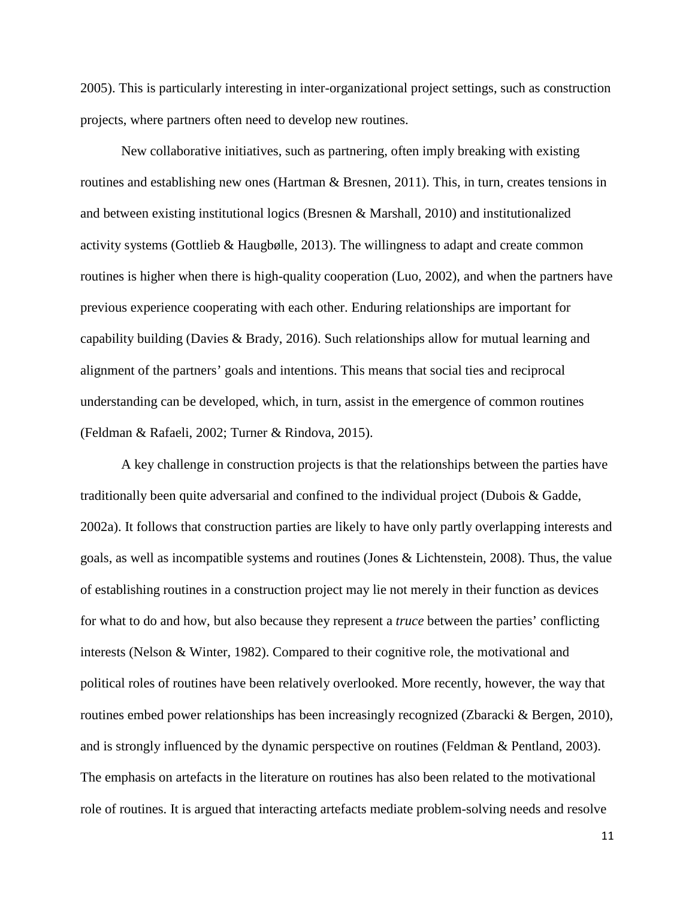2005). This is particularly interesting in inter-organizational project settings, such as construction projects, where partners often need to develop new routines.

New collaborative initiatives, such as partnering, often imply breaking with existing routines and establishing new ones (Hartman & Bresnen, 2011). This, in turn, creates tensions in and between existing institutional logics (Bresnen & Marshall, 2010) and institutionalized activity systems (Gottlieb & Haugbølle, 2013). The willingness to adapt and create common routines is higher when there is high-quality cooperation (Luo, 2002), and when the partners have previous experience cooperating with each other. Enduring relationships are important for capability building (Davies & Brady, 2016). Such relationships allow for mutual learning and alignment of the partners' goals and intentions. This means that social ties and reciprocal understanding can be developed, which, in turn, assist in the emergence of common routines (Feldman & Rafaeli, 2002; Turner & Rindova, 2015).

A key challenge in construction projects is that the relationships between the parties have traditionally been quite adversarial and confined to the individual project (Dubois & Gadde, 2002a). It follows that construction parties are likely to have only partly overlapping interests and goals, as well as incompatible systems and routines (Jones & Lichtenstein, 2008). Thus, the value of establishing routines in a construction project may lie not merely in their function as devices for what to do and how, but also because they represent a *truce* between the parties' conflicting interests (Nelson & Winter, 1982). Compared to their cognitive role, the motivational and political roles of routines have been relatively overlooked. More recently, however, the way that routines embed power relationships has been increasingly recognized (Zbaracki & Bergen, 2010), and is strongly influenced by the dynamic perspective on routines (Feldman & Pentland, 2003). The emphasis on artefacts in the literature on routines has also been related to the motivational role of routines. It is argued that interacting artefacts mediate problem-solving needs and resolve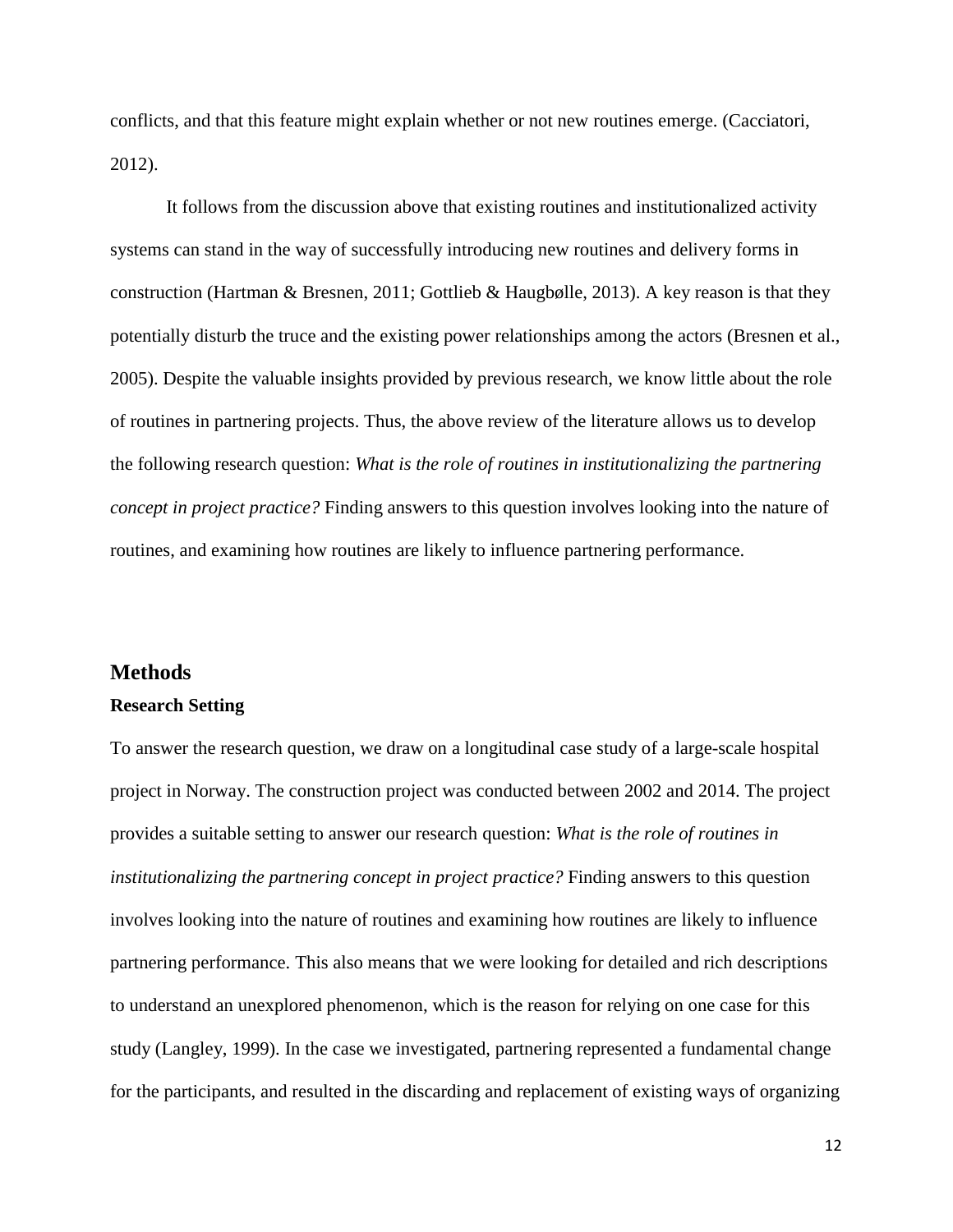conflicts, and that this feature might explain whether or not new routines emerge. (Cacciatori, 2012).

It follows from the discussion above that existing routines and institutionalized activity systems can stand in the way of successfully introducing new routines and delivery forms in construction (Hartman & Bresnen, 2011; Gottlieb & Haugbølle, 2013). A key reason is that they potentially disturb the truce and the existing power relationships among the actors (Bresnen et al., 2005). Despite the valuable insights provided by previous research, we know little about the role of routines in partnering projects. Thus, the above review of the literature allows us to develop the following research question: *What is the role of routines in institutionalizing the partnering concept in project practice?* Finding answers to this question involves looking into the nature of routines, and examining how routines are likely to influence partnering performance.

## Methods

### Research Setting

To answer the research question, we draw on a longitudinal case study of a large-scale hospital project in Norway. The construction project was conducted between 2002 and 2014. The project provides a suitable setting to answer our research question: *What is the role of routines in institutionalizing the partnering concept in project practice?* Finding answers to this question involves looking into the nature of routines and examining how routines are likely to influence partnering performance. This also means that we were looking for detailed and rich descriptions to understand an unexplored phenomenon, which is the reason for relying on one case for this study (Langley, 1999). In the case we investigated, partnering represented a fundamental change for the participants, and resulted in the discarding and replacement of existing ways of organizing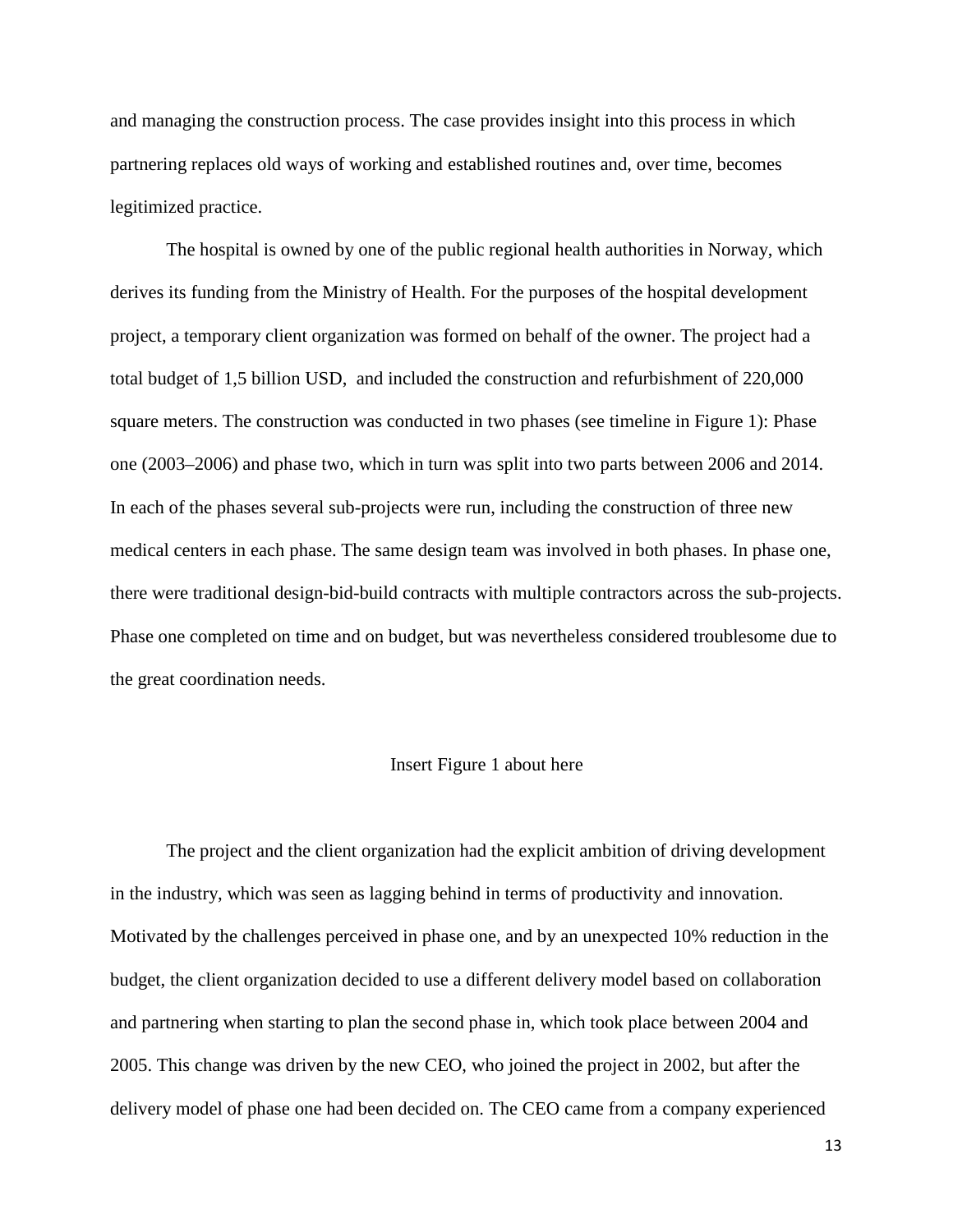and managing the construction process. The case provides insight into this process in which partnering replaces old ways of working and established routines and, over time, becomes legitimized practice.

The hospital is owned by one of the public regional health authorities in Norway, which derives its funding from the Ministry of Health. For the purposes of the hospital development project, a temporary client organization was formed on behalf of the owner. The project had a total budget of 1,5 billion USD,  and included the construction and refurbishment of 220,000 square meters. The construction was conducted in two phases (see timeline in Figure 1): Phase one (2003–2006) and phase two, which in turn was split into two parts between 2006 and 2014. In each of the phases several sub-projects were run, including the construction of three new medical centers in each phase. The same design team was involved in both phases. In phase one, there were traditional design-bid-build contracts with multiple contractors across the sub-projects. Phase one completed on time and on budget, but was nevertheless considered troublesome due to the great coordination needs.

Insert Figure 1 about here

The project and the client organization had the explicit ambition of driving development in the industry, which was seen as lagging behind in terms of productivity and innovation. Motivated by the challenges perceived in phase one, and by an unexpected 10% reduction in the budget, the client organization decided to use a different delivery model based on collaboration and partnering when starting to plan the second phase in, which took place between 2004 and 2005. This change was driven by the new CEO, who joined the project in 2002, but after the delivery model of phase one had been decided on. The CEO came from a company experienced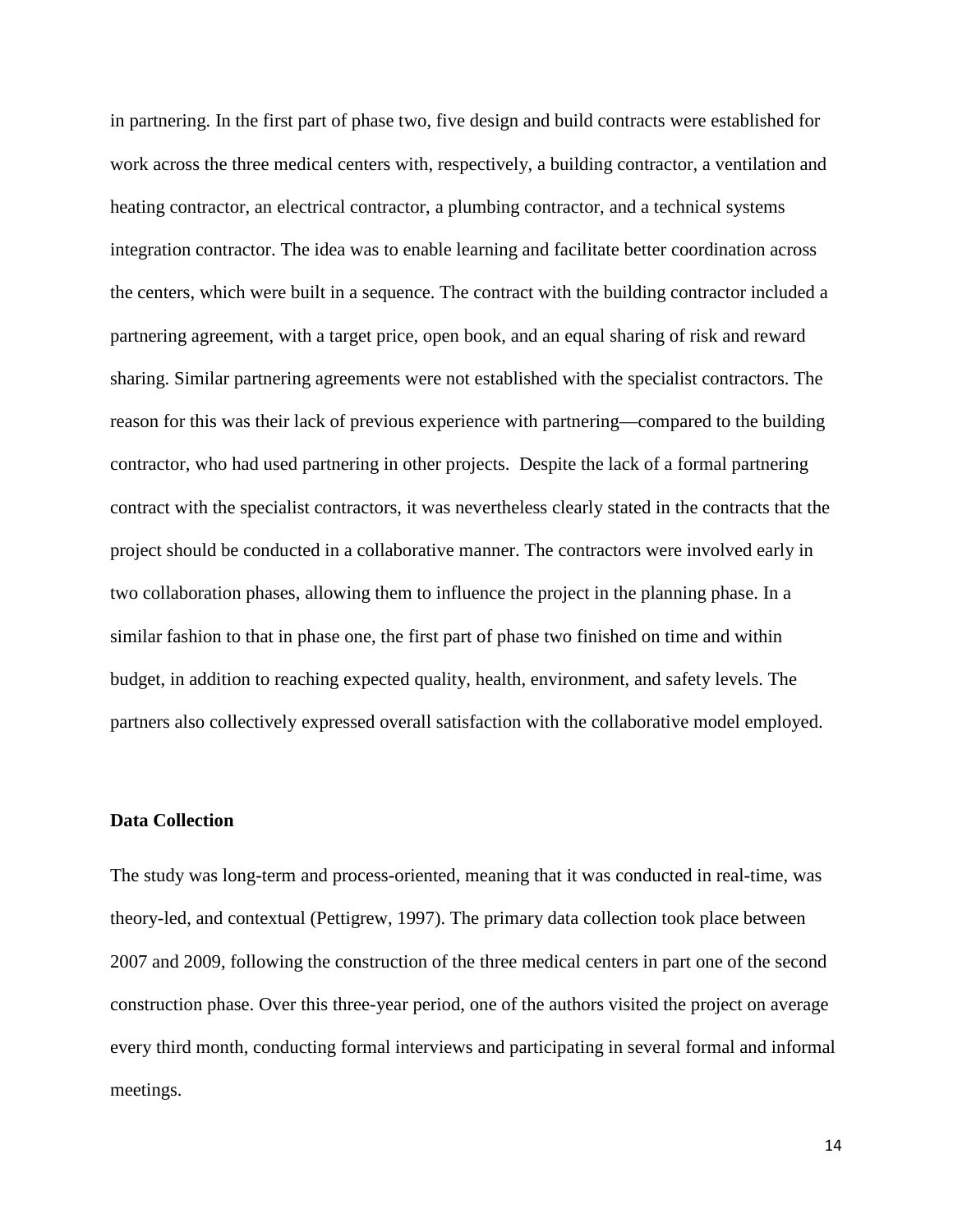in partnering. In the first part of phase two, five design and build contracts were established for work across the three medical centers with, respectively, a building contractor, a ventilation and heating contractor, an electrical contractor, a plumbing contractor, and a technical systems integration contractor. The idea was to enable learning and facilitate better coordination across the centers, which were built in a sequence. The contract with the building contractor included a partnering agreement, with a target price, open book, and an equal sharing of risk and reward sharing. Similar partnering agreements were not established with the specialist contractors. The reason for this was their lack of previous experience with partnering—compared to the building contractor, who had used partnering in other projects.  Despite the lack of a formal partnering contract with the specialist contractors, it was nevertheless clearly stated in the contracts that the project should be conducted in a collaborative manner. The contractors were involved early in two collaboration phases, allowing them to influence the project in the planning phase. In a similar fashion to that in phase one, the first part of phase two finished on time and within budget, in addition to reaching expected quality, health, environment, and safety levels. The partners also collectively expressed overall satisfaction with the collaborative model employed.

**Data Collection**

The study was long-term and process-oriented, meaning that it was conducted in real-time, was theory-led, and contextual (Pettigrew, 1997). The primary data collection took place between 2007 and 2009, following the construction of the three medical centers in part one of the second construction phase. Over this three-year period, one of the authors visited the project on average every third month, conducting formal interviews and participating in several formal and informal meetings.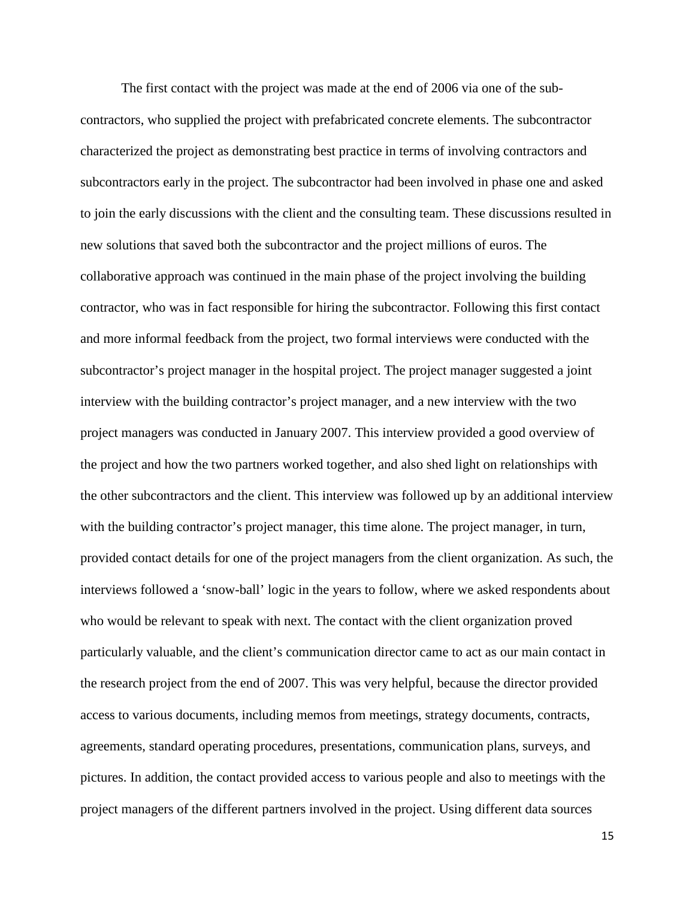The first contact with the project was made at the end of 2006 via one of the sub-contractors, who supplied the project with prefabricated concrete elements. The subcontractor characterized the project as demonstrating best practice in terms of involving contractors and subcontractors early in the project. The subcontractor had been involved in phase one and asked to join the early discussions with the client and the consulting team. These discussions resulted in new solutions that saved both the subcontractor and the project millions of euros. The collaborative approach was continued in the main phase of the project involving the building contractor, who was in fact responsible for hiring the subcontractor. Following this first contact and more informal feedback from the project, two formal interviews were conducted with the subcontractor's project manager in the hospital project. The project manager suggested a joint interview with the building contractor's project manager, and a new interview with the two project managers was conducted in January 2007. This interview provided a good overview of the project and how the two partners worked together, and also shed light on relationships with the other subcontractors and the client. This interview was followed up by an additional interview with the building contractor's project manager, this time alone. The project manager, in turn, provided contact details for one of the project managers from the client organization. As such, the interviews followed a 'snow-ball' logic in the years to follow, where we asked respondents about who would be relevant to speak with next. The contact with the client organization proved particularly valuable, and the client's communication director came to act as our main contact in the research project from the end of 2007. This was very helpful, because the director provided access to various documents, including memos from meetings, strategy documents, contracts, agreements, standard operating procedures, presentations, communication plans, surveys, and pictures. In addition, the contact provided access to various people and also to meetings with the project managers of the different partners involved in the project. Using different data sources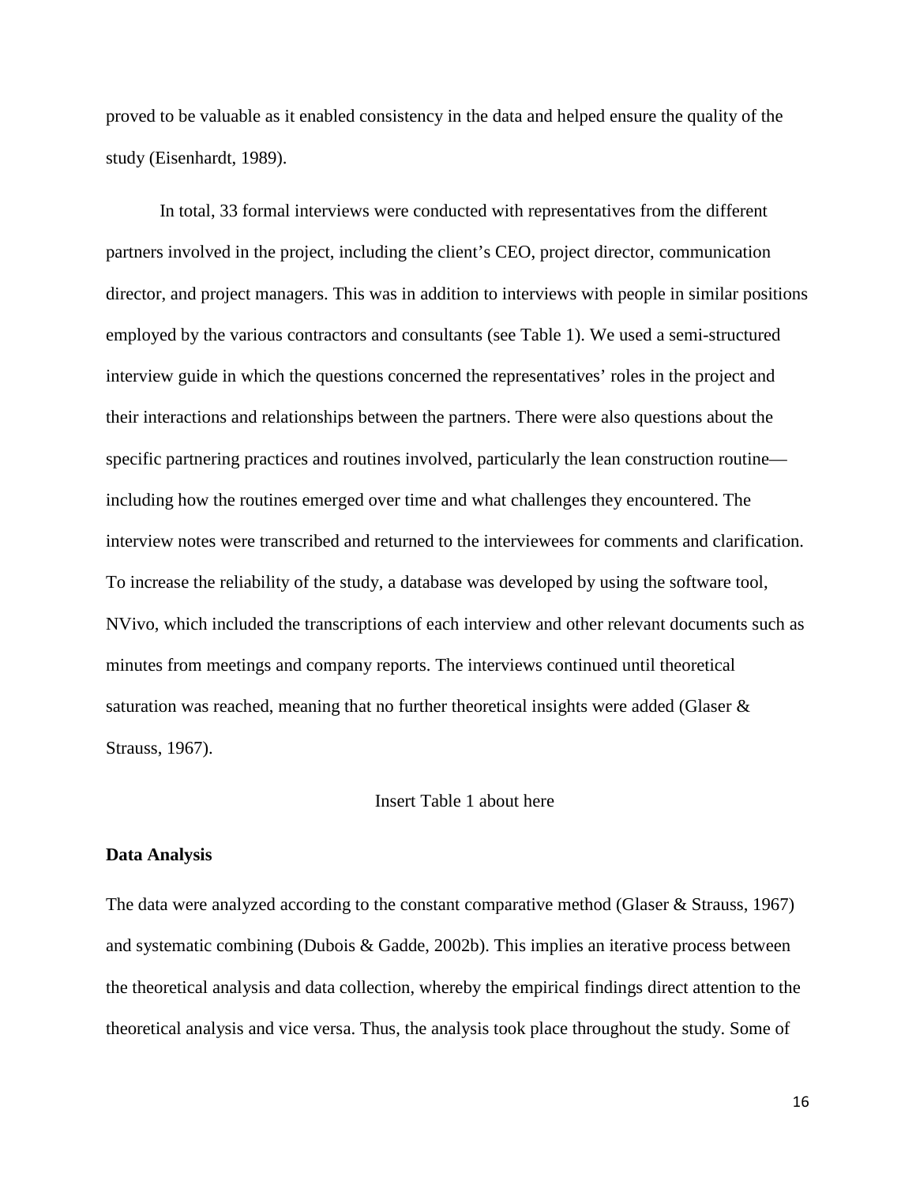proved to be valuable as it enabled consistency in the data and helped ensure the quality of the study (Eisenhardt, 1989).

In total, 33 formal interviews were conducted with representatives from the different partners involved in the project, including the client's CEO, project director, communication director, and project managers. This was in addition to interviews with people in similar positions employed by the various contractors and consultants (see Table 1). We used a semi-structured interview guide in which the questions concerned the representatives' roles in the project and their interactions and relationships between the partners. There were also questions about the specific partnering practices and routines involved, particularly the lean construction routine—including how the routines emerged over time and what challenges they encountered. The interview notes were transcribed and returned to the interviewees for comments and clarification. To increase the reliability of the study, a database was developed by using the software tool, NVivo, which included the transcriptions of each interview and other relevant documents such as minutes from meetings and company reports. The interviews continued until theoretical saturation was reached, meaning that no further theoretical insights were added (Glaser & Strauss, 1967).

Insert Table 1 about here

**Data Analysis**

The data were analyzed according to the constant comparative method (Glaser & Strauss, 1967) and systematic combining (Dubois & Gadde, 2002b). This implies an iterative process between the theoretical analysis and data collection, whereby the empirical findings direct attention to the theoretical analysis and vice versa. Thus, the analysis took place throughout the study. Some of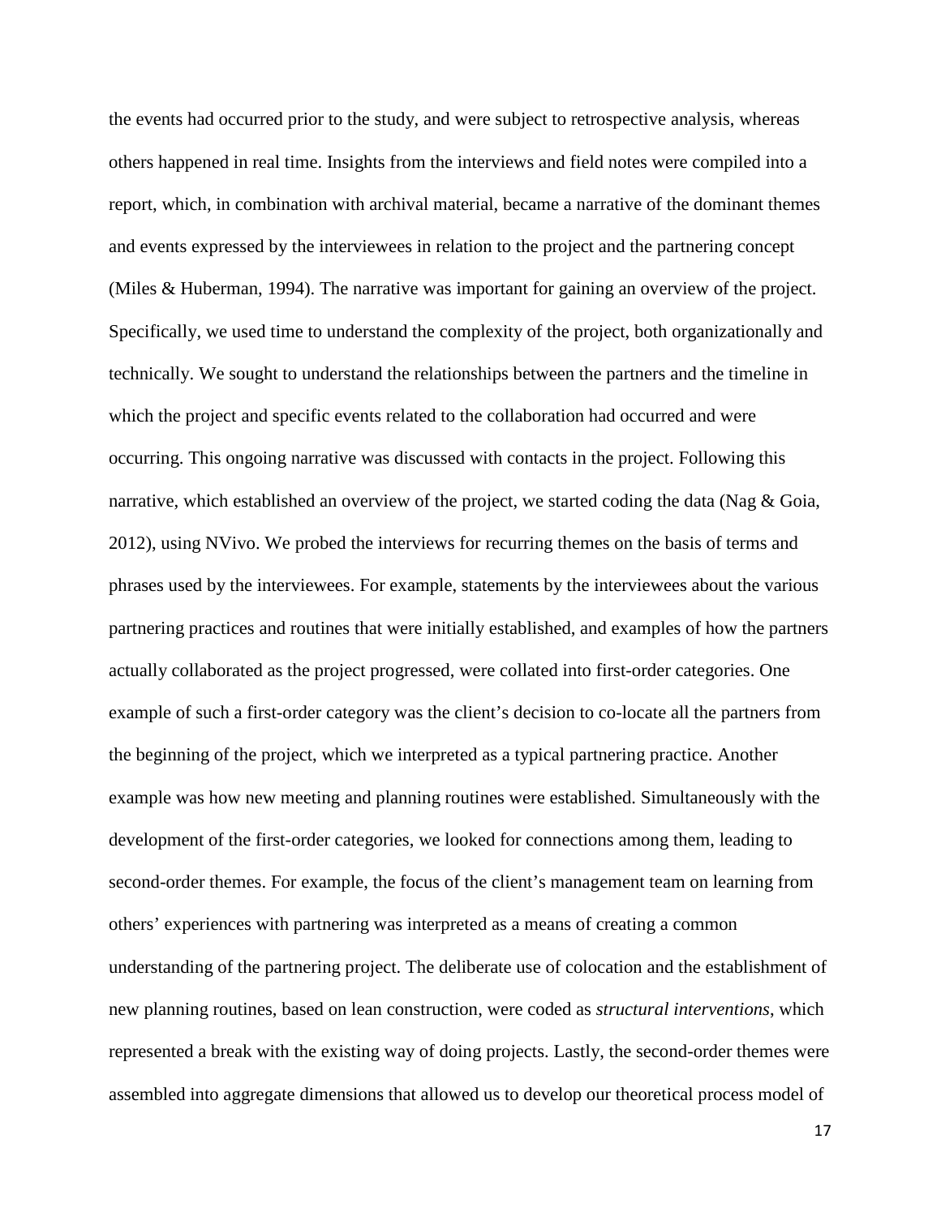the events had occurred prior to the study, and were subject to retrospective analysis, whereas others happened in real time. Insights from the interviews and field notes were compiled into a report, which, in combination with archival material, became a narrative of the dominant themes and events expressed by the interviewees in relation to the project and the partnering concept (Miles & Huberman, 1994). The narrative was important for gaining an overview of the project. Specifically, we used time to understand the complexity of the project, both organizationally and technically. We sought to understand the relationships between the partners and the timeline in which the project and specific events related to the collaboration had occurred and were occurring. This ongoing narrative was discussed with contacts in the project. Following this narrative, which established an overview of the project, we started coding the data (Nag & Goia, 2012), using NVivo. We probed the interviews for recurring themes on the basis of terms and phrases used by the interviewees. For example, statements by the interviewees about the various partnering practices and routines that were initially established, and examples of how the partners actually collaborated as the project progressed, were collated into first-order categories. One example of such a first-order category was the client's decision to co-locate all the partners from the beginning of the project, which we interpreted as a typical partnering practice. Another example was how new meeting and planning routines were established. Simultaneously with the development of the first-order categories, we looked for connections among them, leading to second-order themes. For example, the focus of the client's management team on learning from others' experiences with partnering was interpreted as a means of creating a common understanding of the partnering project. The deliberate use of colocation and the establishment of new planning routines, based on lean construction, were coded as *structural interventions*, which represented a break with the existing way of doing projects. Lastly, the second-order themes were assembled into aggregate dimensions that allowed us to develop our theoretical process model of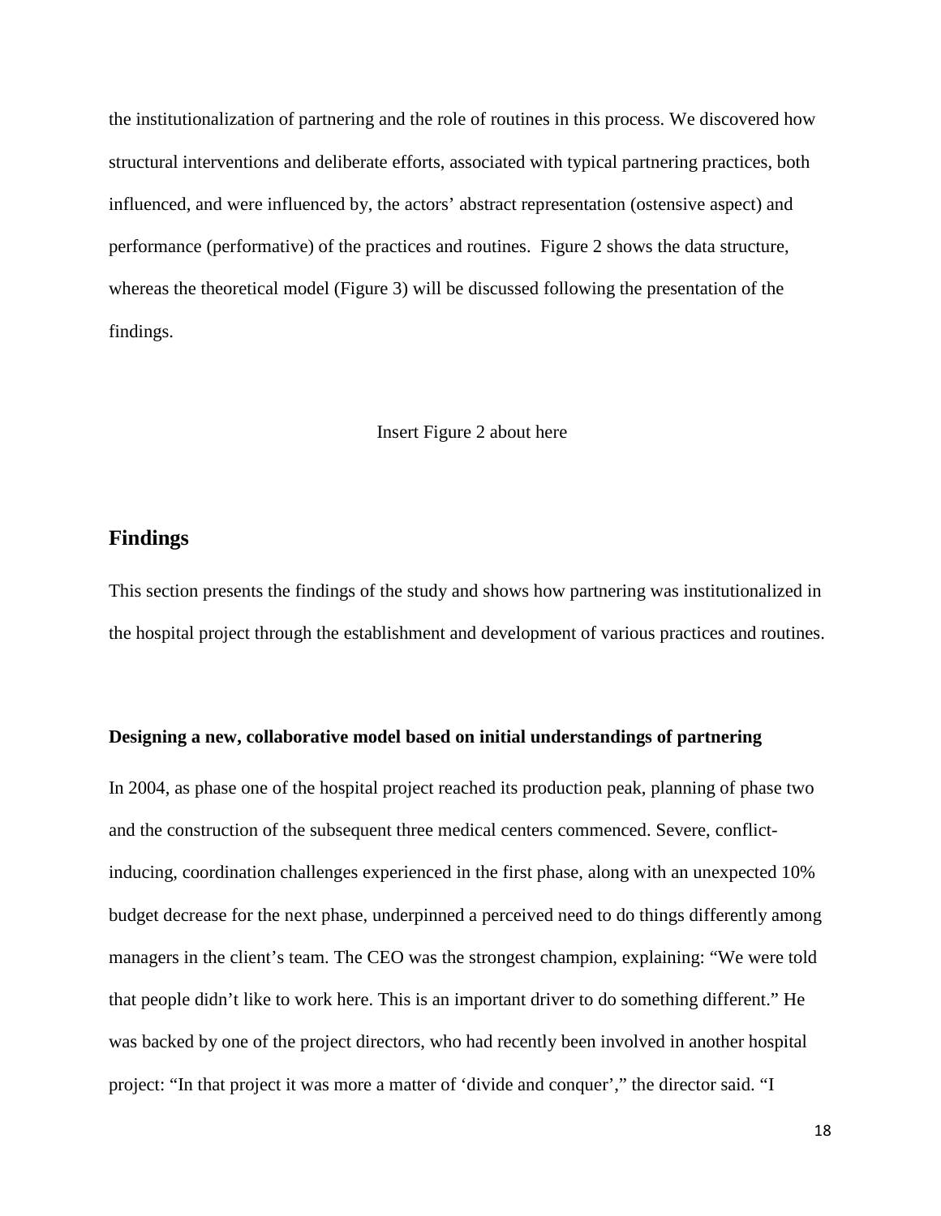the institutionalization of partnering and the role of routines in this process. We discovered how structural interventions and deliberate efforts, associated with typical partnering practices, both influenced, and were influenced by, the actors' abstract representation (ostensive aspect) and performance (performative) of the practices and routines. Figure 2 shows the data structure, whereas the theoretical model (Figure 3) will be discussed following the presentation of the findings.

Insert Figure 2 about here

## Findings

This section presents the findings of the study and shows how partnering was institutionalized in the hospital project through the establishment and development of various practices and routines.

### Designing a new, collaborative model based on initial understandings of partnering

In 2004, as phase one of the hospital project reached its production peak, planning of phase two and the construction of the subsequent three medical centers commenced. Severe, conflict-inducing, coordination challenges experienced in the first phase, along with an unexpected 10% budget decrease for the next phase, underpinned a perceived need to do things differently among managers in the client's team. The CEO was the strongest champion, explaining: "We were told that people didn't like to work here. This is an important driver to do something different." He was backed by one of the project directors, who had recently been involved in another hospital project: "In that project it was more a matter of 'divide and conquer'," the director said. "I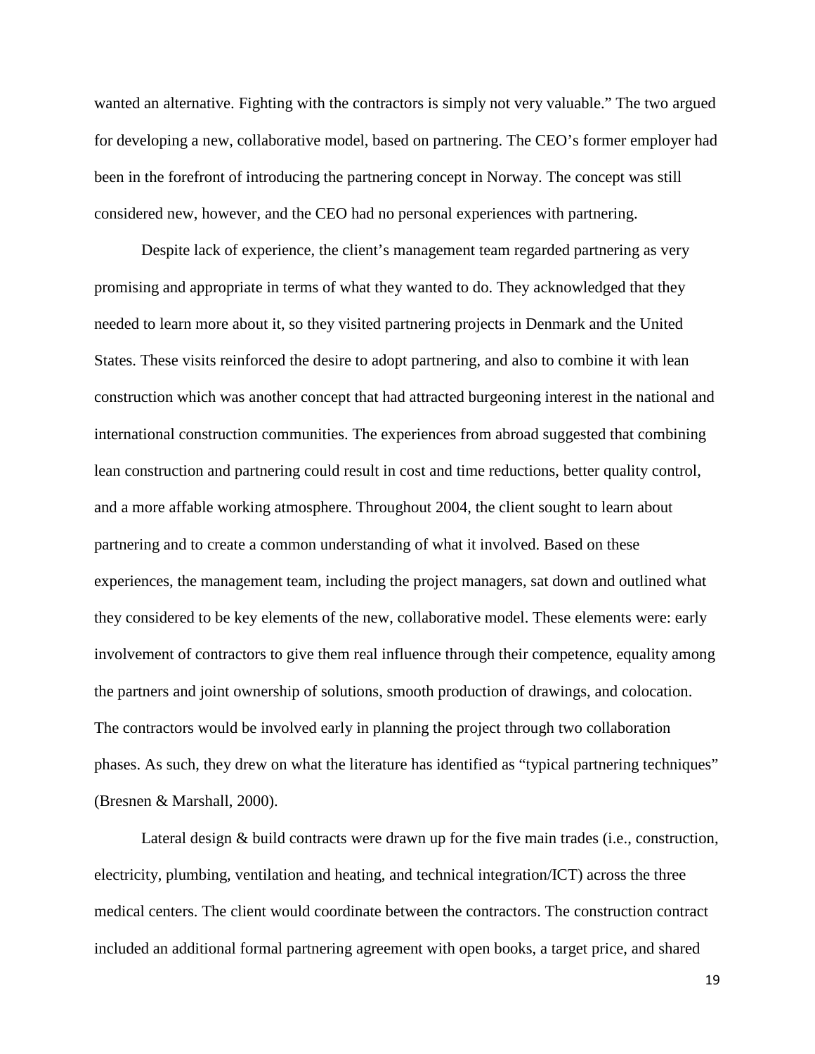wanted an alternative. Fighting with the contractors is simply not very valuable." The two argued for developing a new, collaborative model, based on partnering. The CEO's former employer had been in the forefront of introducing the partnering concept in Norway. The concept was still considered new, however, and the CEO had no personal experiences with partnering.

Despite lack of experience, the client's management team regarded partnering as very promising and appropriate in terms of what they wanted to do. They acknowledged that they needed to learn more about it, so they visited partnering projects in Denmark and the United States. These visits reinforced the desire to adopt partnering, and also to combine it with lean construction which was another concept that had attracted burgeoning interest in the national and international construction communities. The experiences from abroad suggested that combining lean construction and partnering could result in cost and time reductions, better quality control, and a more affable working atmosphere. Throughout 2004, the client sought to learn about partnering and to create a common understanding of what it involved. Based on these experiences, the management team, including the project managers, sat down and outlined what they considered to be key elements of the new, collaborative model. These elements were: early involvement of contractors to give them real influence through their competence, equality among the partners and joint ownership of solutions, smooth production of drawings, and colocation. The contractors would be involved early in planning the project through two collaboration phases. As such, they drew on what the literature has identified as "typical partnering techniques" (Bresnen & Marshall, 2000).

Lateral design & build contracts were drawn up for the five main trades (i.e., construction, electricity, plumbing, ventilation and heating, and technical integration/ICT) across the three medical centers. The client would coordinate between the contractors. The construction contract included an additional formal partnering agreement with open books, a target price, and shared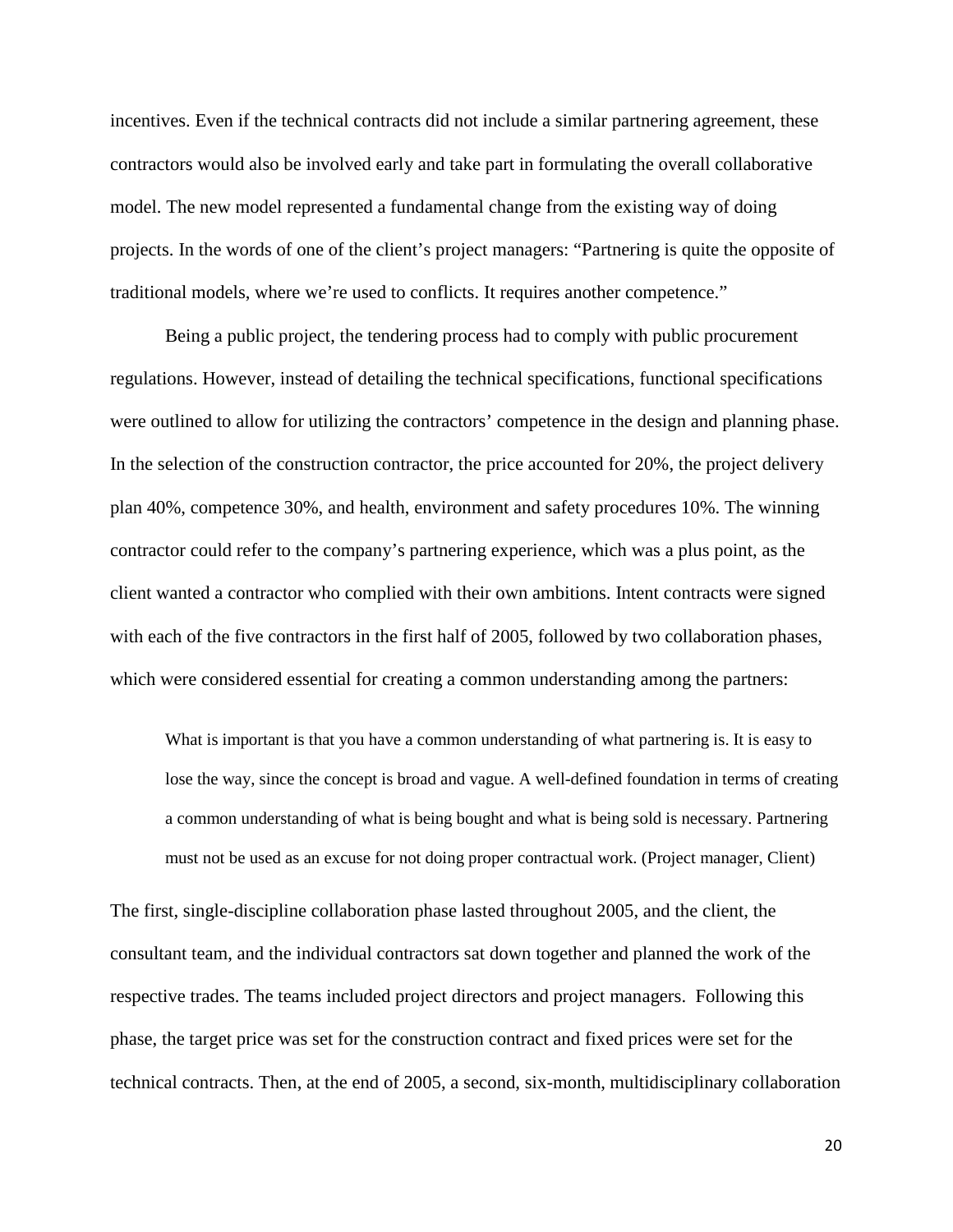incentives. Even if the technical contracts did not include a similar partnering agreement, these contractors would also be involved early and take part in formulating the overall collaborative model. The new model represented a fundamental change from the existing way of doing projects. In the words of one of the client's project managers: "Partnering is quite the opposite of traditional models, where we're used to conflicts. It requires another competence."

Being a public project, the tendering process had to comply with public procurement regulations. However, instead of detailing the technical specifications, functional specifications were outlined to allow for utilizing the contractors' competence in the design and planning phase. In the selection of the construction contractor, the price accounted for 20%, the project delivery plan 40%, competence 30%, and health, environment and safety procedures 10%. The winning contractor could refer to the company's partnering experience, which was a plus point, as the client wanted a contractor who complied with their own ambitions. Intent contracts were signed with each of the five contractors in the first half of 2005, followed by two collaboration phases, which were considered essential for creating a common understanding among the partners:

> What is important is that you have a common understanding of what partnering is. It is easy to lose the way, since the concept is broad and vague. A well-defined foundation in terms of creating a common understanding of what is being bought and what is being sold is necessary. Partnering must not be used as an excuse for not doing proper contractual work. (Project manager, Client)

The first, single-discipline collaboration phase lasted throughout 2005, and the client, the consultant team, and the individual contractors sat down together and planned the work of the respective trades. The teams included project directors and project managers. Following this phase, the target price was set for the construction contract and fixed prices were set for the technical contracts. Then, at the end of 2005, a second, six-month, multidisciplinary collaboration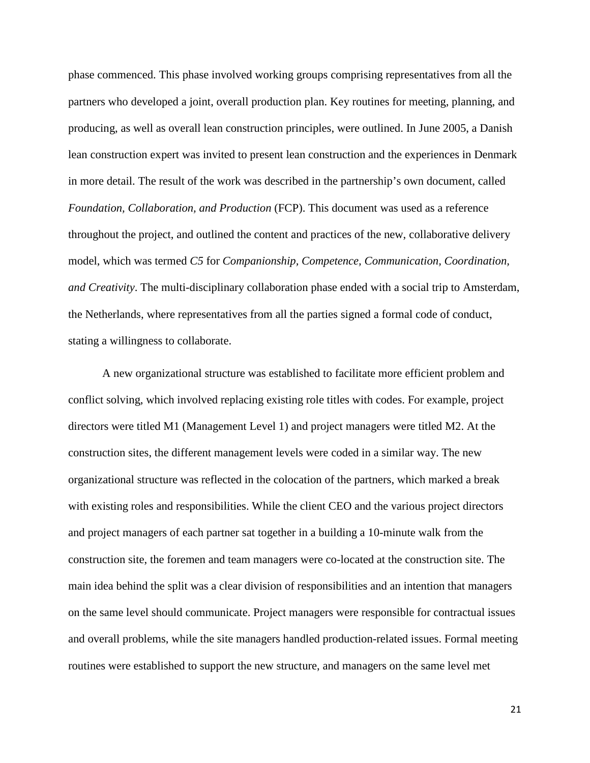phase commenced. This phase involved working groups comprising representatives from all the partners who developed a joint, overall production plan. Key routines for meeting, planning, and producing, as well as overall lean construction principles, were outlined. In June 2005, a Danish lean construction expert was invited to present lean construction and the experiences in Denmark in more detail. The result of the work was described in the partnership's own document, called *Foundation, Collaboration, and Production* (FCP). This document was used as a reference throughout the project, and outlined the content and practices of the new, collaborative delivery model, which was termed *C5* for *Companionship, Competence, Communication, Coordination, and Creativity*. The multi-disciplinary collaboration phase ended with a social trip to Amsterdam, the Netherlands, where representatives from all the parties signed a formal code of conduct, stating a willingness to collaborate.

A new organizational structure was established to facilitate more efficient problem and conflict solving, which involved replacing existing role titles with codes. For example, project directors were titled M1 (Management Level 1) and project managers were titled M2. At the construction sites, the different management levels were coded in a similar way. The new organizational structure was reflected in the colocation of the partners, which marked a break with existing roles and responsibilities. While the client CEO and the various project directors and project managers of each partner sat together in a building a 10-minute walk from the construction site, the foremen and team managers were co-located at the construction site. The main idea behind the split was a clear division of responsibilities and an intention that managers on the same level should communicate. Project managers were responsible for contractual issues and overall problems, while the site managers handled production-related issues. Formal meeting routines were established to support the new structure, and managers on the same level met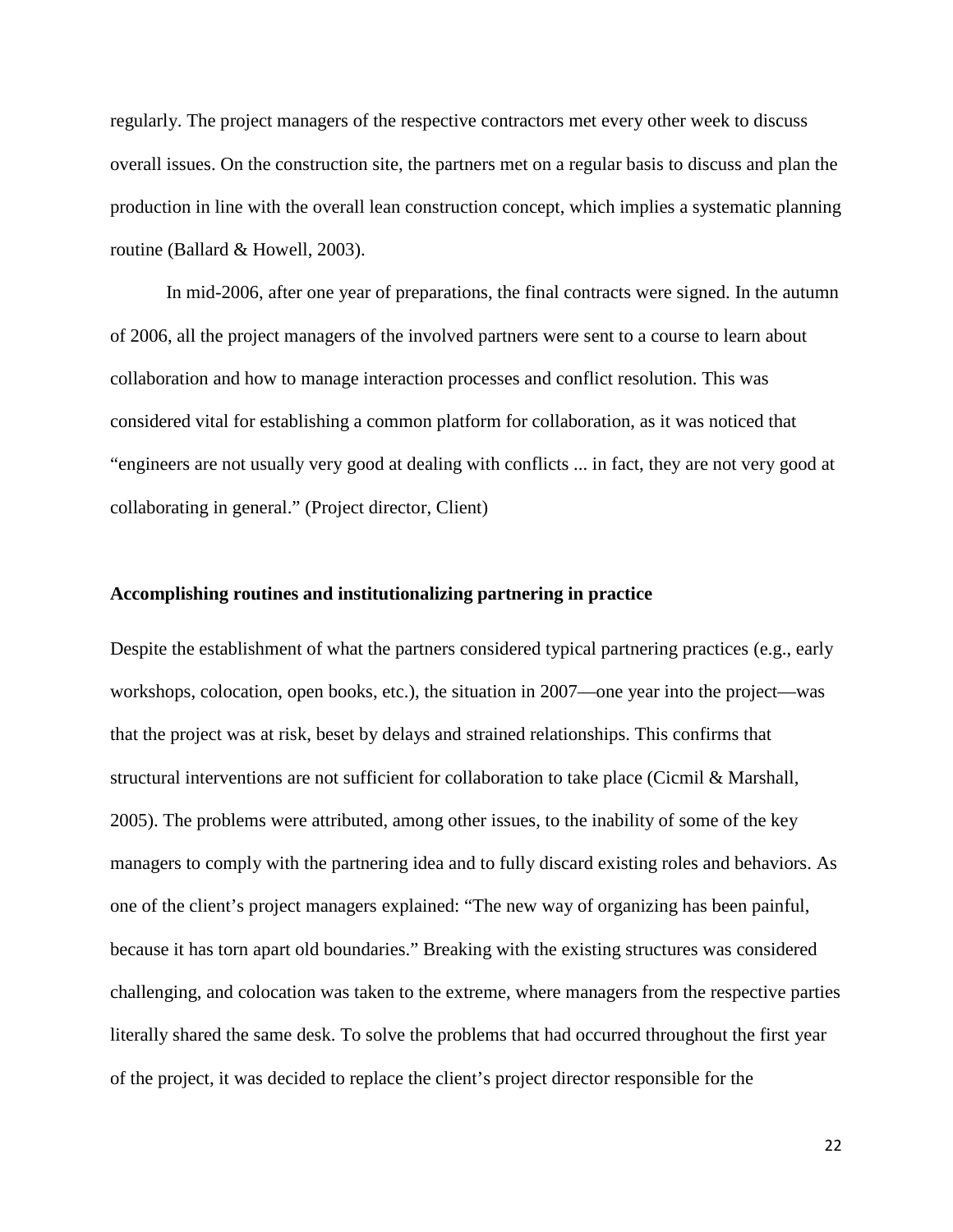regularly. The project managers of the respective contractors met every other week to discuss overall issues. On the construction site, the partners met on a regular basis to discuss and plan the production in line with the overall lean construction concept, which implies a systematic planning routine (Ballard & Howell, 2003).

In mid-2006, after one year of preparations, the final contracts were signed. In the autumn of 2006, all the project managers of the involved partners were sent to a course to learn about collaboration and how to manage interaction processes and conflict resolution. This was considered vital for establishing a common platform for collaboration, as it was noticed that "engineers are not usually very good at dealing with conflicts ... in fact, they are not very good at collaborating in general." (Project director, Client)

### Accomplishing routines and institutionalizing partnering in practice

Despite the establishment of what the partners considered typical partnering practices (e.g., early workshops, colocation, open books, etc.), the situation in 2007—one year into the project—was that the project was at risk, beset by delays and strained relationships. This confirms that structural interventions are not sufficient for collaboration to take place (Cicmil & Marshall, 2005). The problems were attributed, among other issues, to the inability of some of the key managers to comply with the partnering idea and to fully discard existing roles and behaviors. As one of the client's project managers explained: "The new way of organizing has been painful, because it has torn apart old boundaries." Breaking with the existing structures was considered challenging, and colocation was taken to the extreme, where managers from the respective parties literally shared the same desk. To solve the problems that had occurred throughout the first year of the project, it was decided to replace the client's project director responsible for the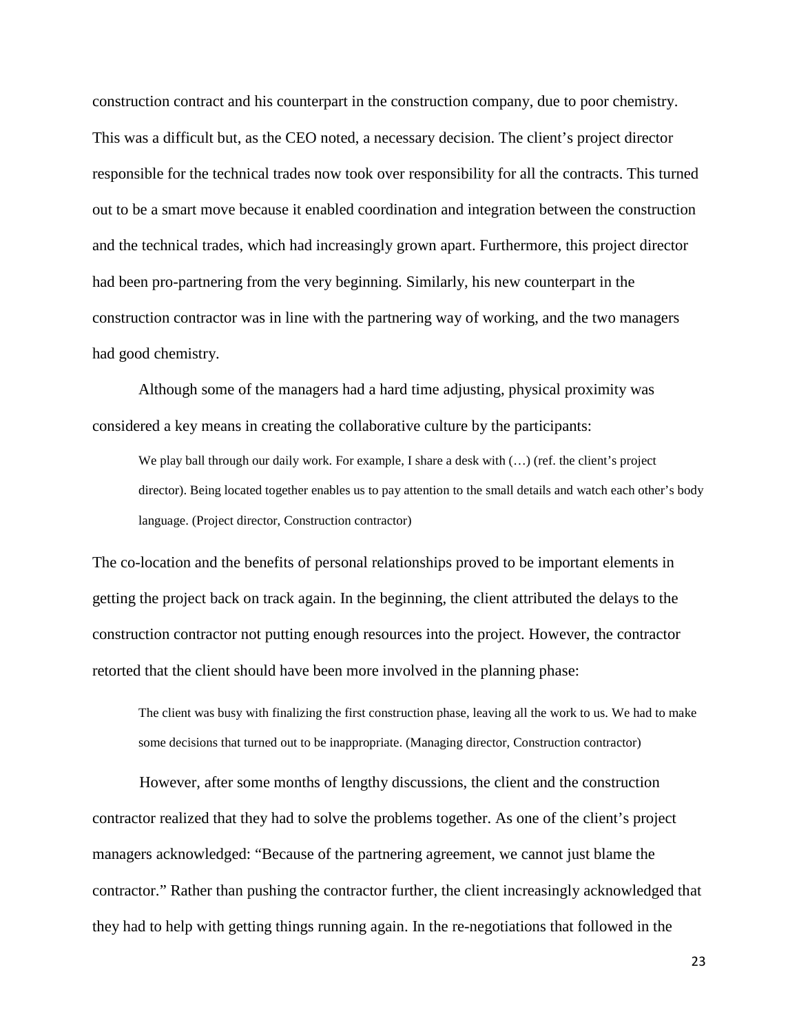construction contract and his counterpart in the construction company, due to poor chemistry. This was a difficult but, as the CEO noted, a necessary decision. The client's project director responsible for the technical trades now took over responsibility for all the contracts. This turned out to be a smart move because it enabled coordination and integration between the construction and the technical trades, which had increasingly grown apart. Furthermore, this project director had been pro-partnering from the very beginning. Similarly, his new counterpart in the construction contractor was in line with the partnering way of working, and the two managers had good chemistry.

Although some of the managers had a hard time adjusting, physical proximity was considered a key means in creating the collaborative culture by the participants:

> We play ball through our daily work. For example, I share a desk with (…) (ref. the client's project director). Being located together enables us to pay attention to the small details and watch each other's body language. (Project director, Construction contractor)

The co-location and the benefits of personal relationships proved to be important elements in getting the project back on track again. In the beginning, the client attributed the delays to the construction contractor not putting enough resources into the project. However, the contractor retorted that the client should have been more involved in the planning phase:

> The client was busy with finalizing the first construction phase, leaving all the work to us. We had to make some decisions that turned out to be inappropriate. (Managing director, Construction contractor)

However, after some months of lengthy discussions, the client and the construction contractor realized that they had to solve the problems together. As one of the client's project managers acknowledged: "Because of the partnering agreement, we cannot just blame the contractor." Rather than pushing the contractor further, the client increasingly acknowledged that they had to help with getting things running again. In the re-negotiations that followed in the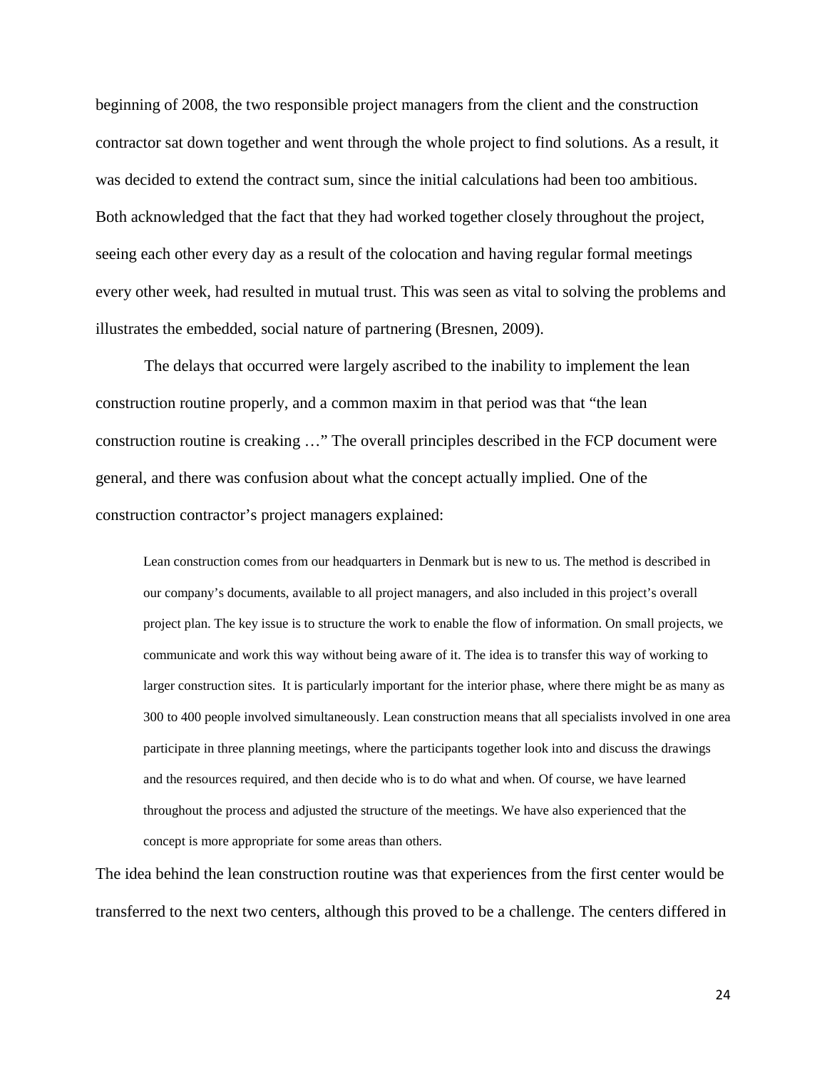beginning of 2008, the two responsible project managers from the client and the construction contractor sat down together and went through the whole project to find solutions. As a result, it was decided to extend the contract sum, since the initial calculations had been too ambitious. Both acknowledged that the fact that they had worked together closely throughout the project, seeing each other every day as a result of the colocation and having regular formal meetings every other week, had resulted in mutual trust. This was seen as vital to solving the problems and illustrates the embedded, social nature of partnering (Bresnen, 2009).

The delays that occurred were largely ascribed to the inability to implement the lean construction routine properly, and a common maxim in that period was that "the lean construction routine is creaking …" The overall principles described in the FCP document were general, and there was confusion about what the concept actually implied. One of the construction contractor's project managers explained:

> Lean construction comes from our headquarters in Denmark but is new to us. The method is described in our company's documents, available to all project managers, and also included in this project's overall project plan. The key issue is to structure the work to enable the flow of information. On small projects, we communicate and work this way without being aware of it. The idea is to transfer this way of working to larger construction sites. It is particularly important for the interior phase, where there might be as many as 300 to 400 people involved simultaneously. Lean construction means that all specialists involved in one area participate in three planning meetings, where the participants together look into and discuss the drawings and the resources required, and then decide who is to do what and when. Of course, we have learned throughout the process and adjusted the structure of the meetings. We have also experienced that the concept is more appropriate for some areas than others.

The idea behind the lean construction routine was that experiences from the first center would be transferred to the next two centers, although this proved to be a challenge. The centers differed in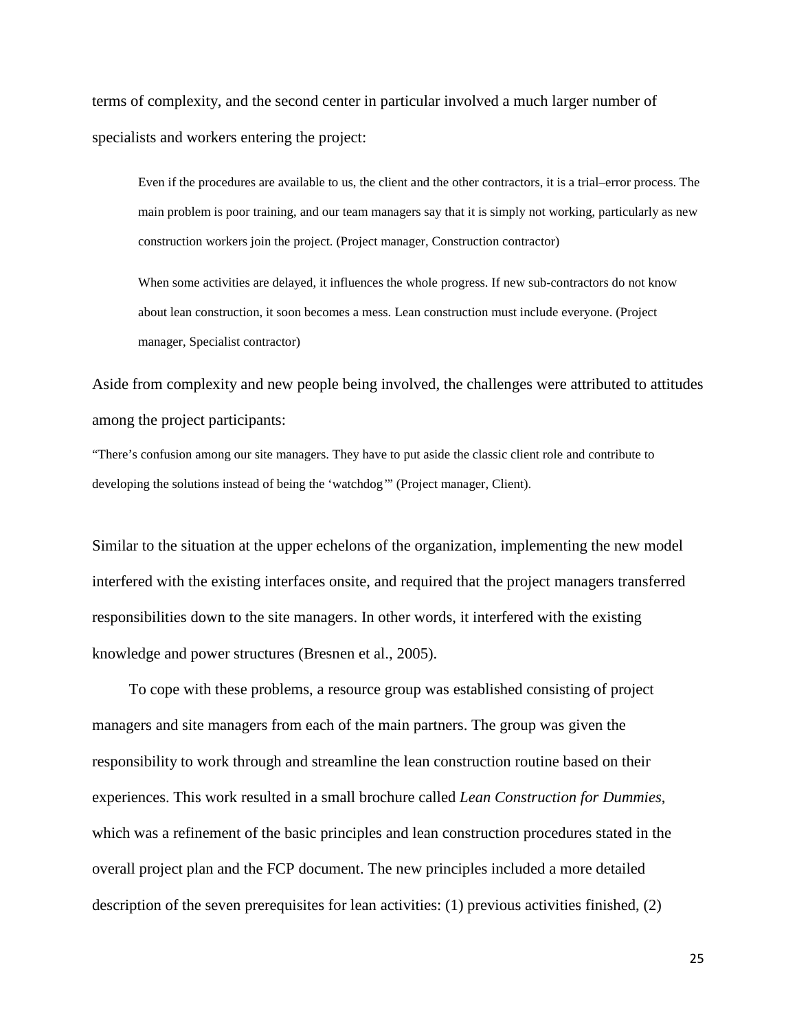terms of complexity, and the second center in particular involved a much larger number of specialists and workers entering the project:

> Even if the procedures are available to us, the client and the other contractors, it is a trial–error process. The main problem is poor training, and our team managers say that it is simply not working, particularly as new construction workers join the project. (Project manager, Construction contractor)

> When some activities are delayed, it influences the whole progress. If new sub-contractors do not know about lean construction, it soon becomes a mess. Lean construction must include everyone. (Project manager, Specialist contractor)

Aside from complexity and new people being involved, the challenges were attributed to attitudes among the project participants:

"There's confusion among our site managers. They have to put aside the classic client role and contribute to developing the solutions instead of being the 'watchdog'" (Project manager, Client).

Similar to the situation at the upper echelons of the organization, implementing the new model interfered with the existing interfaces onsite, and required that the project managers transferred responsibilities down to the site managers. In other words, it interfered with the existing knowledge and power structures (Bresnen et al., 2005).

To cope with these problems, a resource group was established consisting of project managers and site managers from each of the main partners. The group was given the responsibility to work through and streamline the lean construction routine based on their experiences. This work resulted in a small brochure called *Lean Construction for Dummies*, which was a refinement of the basic principles and lean construction procedures stated in the overall project plan and the FCP document. The new principles included a more detailed description of the seven prerequisites for lean activities: (1) previous activities finished, (2)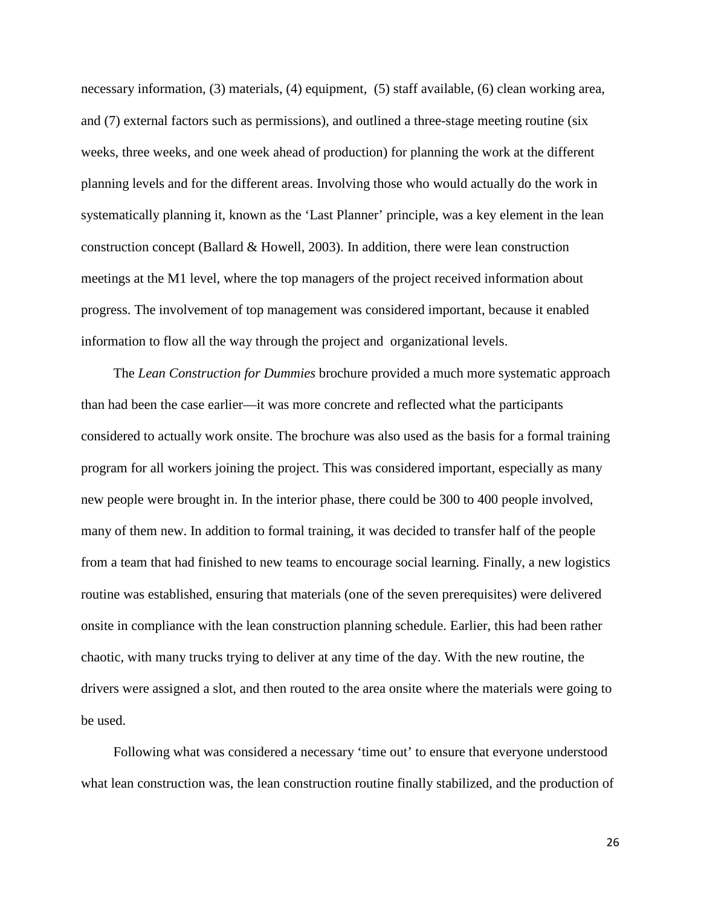necessary information, (3) materials, (4) equipment, (5) staff available, (6) clean working area, and (7) external factors such as permissions), and outlined a three-stage meeting routine (six weeks, three weeks, and one week ahead of production) for planning the work at the different planning levels and for the different areas. Involving those who would actually do the work in systematically planning it, known as the 'Last Planner' principle, was a key element in the lean construction concept (Ballard & Howell, 2003). In addition, there were lean construction meetings at the M1 level, where the top managers of the project received information about progress. The involvement of top management was considered important, because it enabled information to flow all the way through the project and organizational levels.

The *Lean Construction for Dummies* brochure provided a much more systematic approach than had been the case earlier—it was more concrete and reflected what the participants considered to actually work onsite. The brochure was also used as the basis for a formal training program for all workers joining the project. This was considered important, especially as many new people were brought in. In the interior phase, there could be 300 to 400 people involved, many of them new. In addition to formal training, it was decided to transfer half of the people from a team that had finished to new teams to encourage social learning. Finally, a new logistics routine was established, ensuring that materials (one of the seven prerequisites) were delivered onsite in compliance with the lean construction planning schedule. Earlier, this had been rather chaotic, with many trucks trying to deliver at any time of the day. With the new routine, the drivers were assigned a slot, and then routed to the area onsite where the materials were going to be used.

Following what was considered a necessary 'time out' to ensure that everyone understood what lean construction was, the lean construction routine finally stabilized, and the production of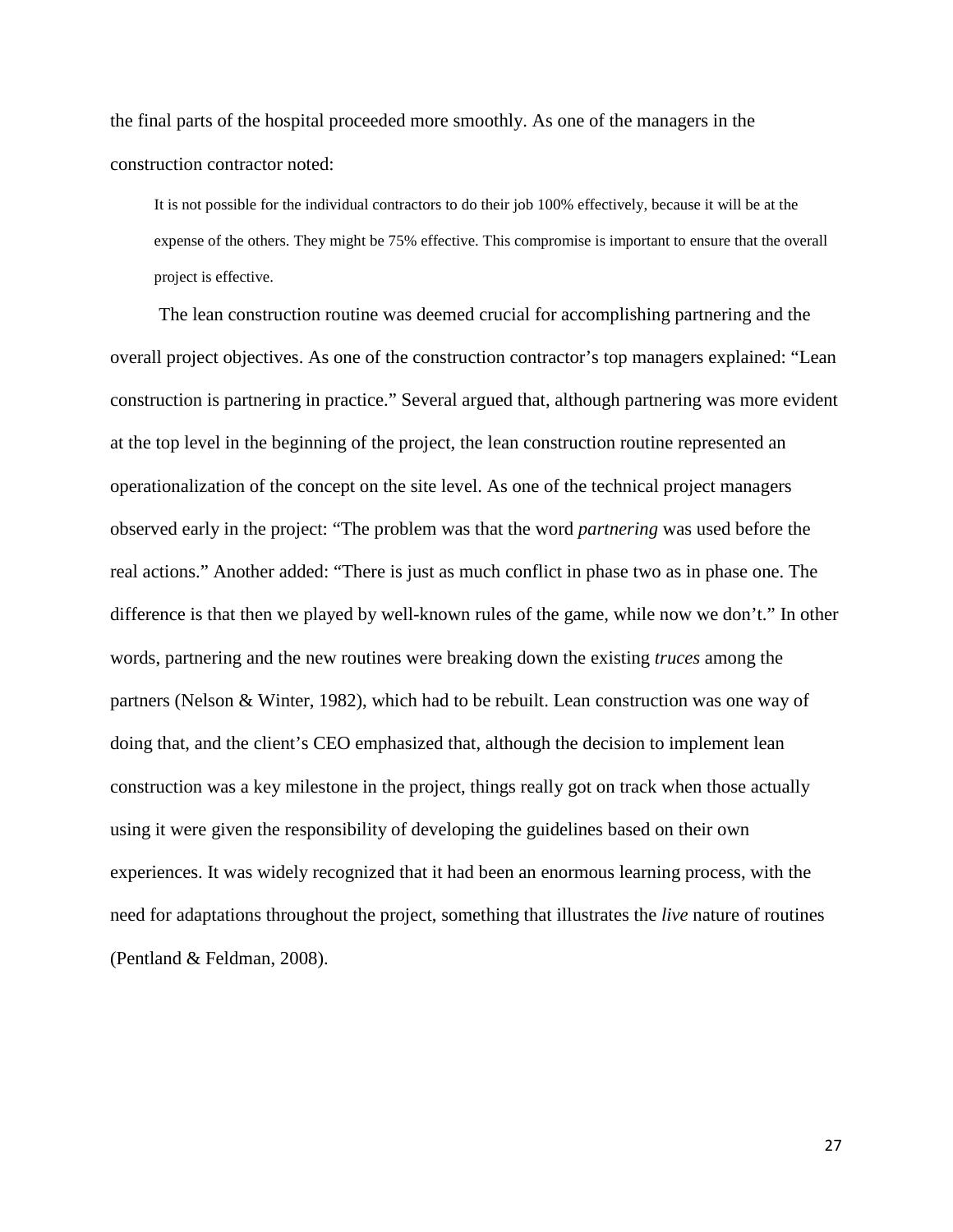the final parts of the hospital proceeded more smoothly. As one of the managers in the construction contractor noted:

> It is not possible for the individual contractors to do their job 100% effectively, because it will be at the expense of the others. They might be 75% effective. This compromise is important to ensure that the overall project is effective.

The lean construction routine was deemed crucial for accomplishing partnering and the overall project objectives. As one of the construction contractor's top managers explained: "Lean construction is partnering in practice." Several argued that, although partnering was more evident at the top level in the beginning of the project, the lean construction routine represented an operationalization of the concept on the site level. As one of the technical project managers observed early in the project: "The problem was that the word *partnering* was used before the real actions." Another added: "There is just as much conflict in phase two as in phase one. The difference is that then we played by well-known rules of the game, while now we don't." In other words, partnering and the new routines were breaking down the existing *truces* among the partners (Nelson & Winter, 1982), which had to be rebuilt. Lean construction was one way of doing that, and the client's CEO emphasized that, although the decision to implement lean construction was a key milestone in the project, things really got on track when those actually using it were given the responsibility of developing the guidelines based on their own experiences. It was widely recognized that it had been an enormous learning process, with the need for adaptations throughout the project, something that illustrates the *live* nature of routines (Pentland & Feldman, 2008).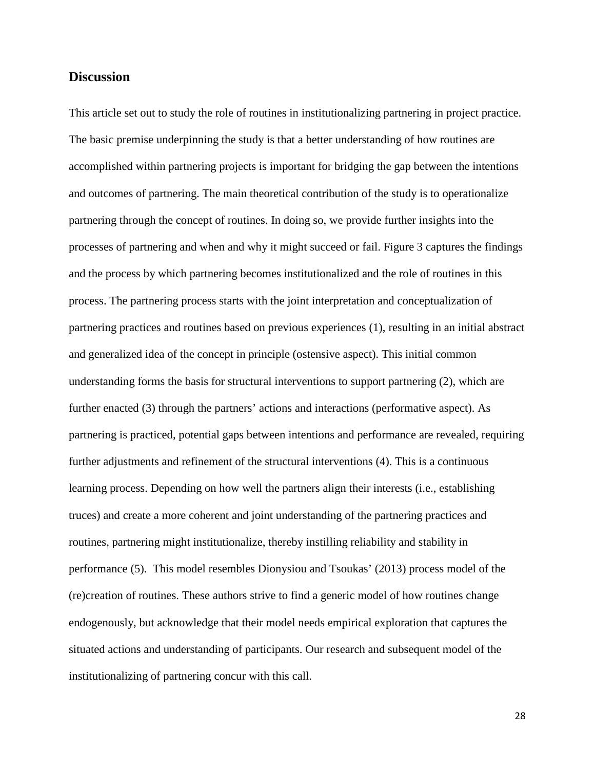## Discussion

This article set out to study the role of routines in institutionalizing partnering in project practice. The basic premise underpinning the study is that a better understanding of how routines are accomplished within partnering projects is important for bridging the gap between the intentions and outcomes of partnering. The main theoretical contribution of the study is to operationalize partnering through the concept of routines. In doing so, we provide further insights into the processes of partnering and when and why it might succeed or fail. Figure 3 captures the findings and the process by which partnering becomes institutionalized and the role of routines in this process. The partnering process starts with the joint interpretation and conceptualization of partnering practices and routines based on previous experiences (1), resulting in an initial abstract and generalized idea of the concept in principle (ostensive aspect). This initial common understanding forms the basis for structural interventions to support partnering (2), which are further enacted (3) through the partners' actions and interactions (performative aspect). As partnering is practiced, potential gaps between intentions and performance are revealed, requiring further adjustments and refinement of the structural interventions (4). This is a continuous learning process. Depending on how well the partners align their interests (i.e., establishing truces) and create a more coherent and joint understanding of the partnering practices and routines, partnering might institutionalize, thereby instilling reliability and stability in performance (5). This model resembles Dionysiou and Tsoukas' (2013) process model of the (re)creation of routines. These authors strive to find a generic model of how routines change endogenously, but acknowledge that their model needs empirical exploration that captures the situated actions and understanding of participants. Our research and subsequent model of the institutionalizing of partnering concur with this call.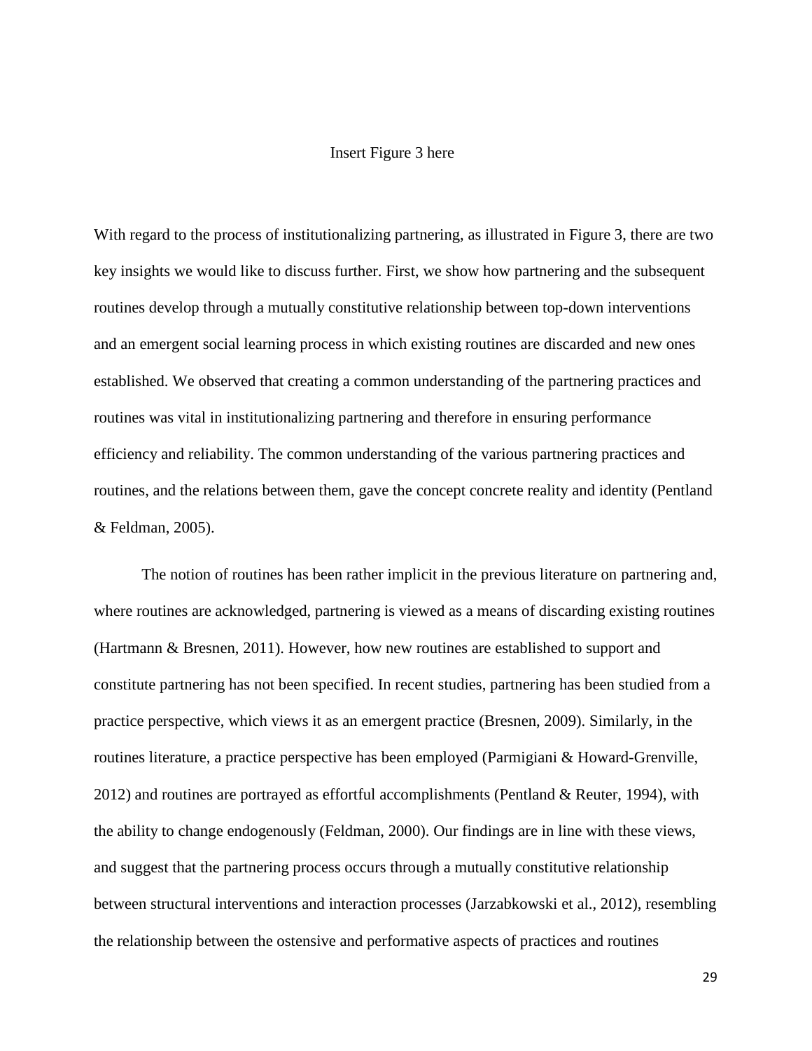Insert Figure 3 here

With regard to the process of institutionalizing partnering, as illustrated in Figure 3, there are two key insights we would like to discuss further. First, we show how partnering and the subsequent routines develop through a mutually constitutive relationship between top-down interventions and an emergent social learning process in which existing routines are discarded and new ones established. We observed that creating a common understanding of the partnering practices and routines was vital in institutionalizing partnering and therefore in ensuring performance efficiency and reliability. The common understanding of the various partnering practices and routines, and the relations between them, gave the concept concrete reality and identity (Pentland & Feldman, 2005).

The notion of routines has been rather implicit in the previous literature on partnering and, where routines are acknowledged, partnering is viewed as a means of discarding existing routines (Hartmann & Bresnen, 2011). However, how new routines are established to support and constitute partnering has not been specified. In recent studies, partnering has been studied from a practice perspective, which views it as an emergent practice (Bresnen, 2009). Similarly, in the routines literature, a practice perspective has been employed (Parmigiani & Howard-Grenville, 2012) and routines are portrayed as effortful accomplishments (Pentland & Reuter, 1994), with the ability to change endogenously (Feldman, 2000). Our findings are in line with these views, and suggest that the partnering process occurs through a mutually constitutive relationship between structural interventions and interaction processes (Jarzabkowski et al., 2012), resembling the relationship between the ostensive and performative aspects of practices and routines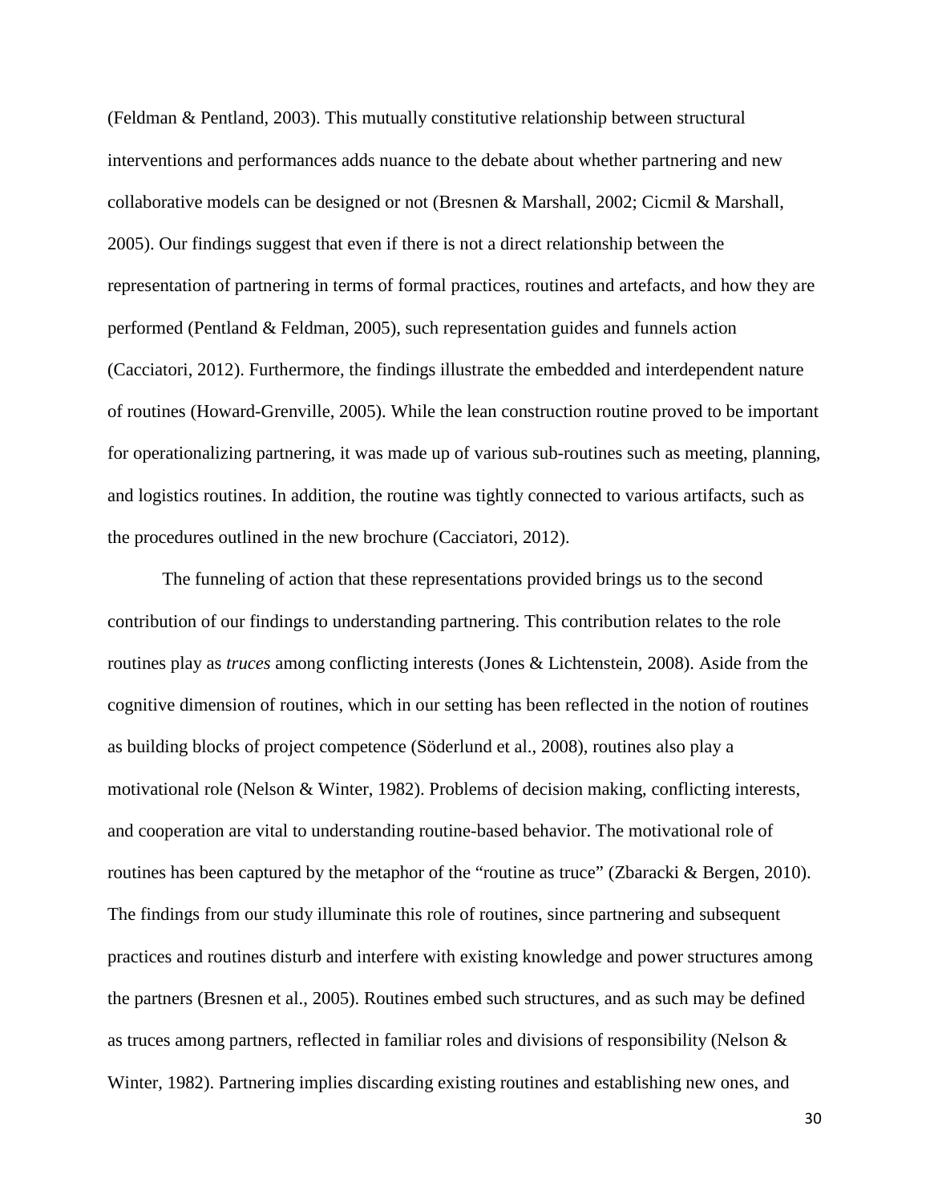(Feldman & Pentland, 2003). This mutually constitutive relationship between structural interventions and performances adds nuance to the debate about whether partnering and new collaborative models can be designed or not (Bresnen & Marshall, 2002; Cicmil & Marshall, 2005). Our findings suggest that even if there is not a direct relationship between the representation of partnering in terms of formal practices, routines and artefacts, and how they are performed (Pentland & Feldman, 2005), such representation guides and funnels action (Cacciatori, 2012). Furthermore, the findings illustrate the embedded and interdependent nature of routines (Howard-Grenville, 2005). While the lean construction routine proved to be important for operationalizing partnering, it was made up of various sub-routines such as meeting, planning, and logistics routines. In addition, the routine was tightly connected to various artifacts, such as the procedures outlined in the new brochure (Cacciatori, 2012).

The funneling of action that these representations provided brings us to the second contribution of our findings to understanding partnering. This contribution relates to the role routines play as *truces* among conflicting interests (Jones & Lichtenstein, 2008). Aside from the cognitive dimension of routines, which in our setting has been reflected in the notion of routines as building blocks of project competence (Söderlund et al., 2008), routines also play a motivational role (Nelson & Winter, 1982). Problems of decision making, conflicting interests, and cooperation are vital to understanding routine-based behavior. The motivational role of routines has been captured by the metaphor of the "routine as truce" (Zbaracki & Bergen, 2010). The findings from our study illuminate this role of routines, since partnering and subsequent practices and routines disturb and interfere with existing knowledge and power structures among the partners (Bresnen et al., 2005). Routines embed such structures, and as such may be defined as truces among partners, reflected in familiar roles and divisions of responsibility (Nelson & Winter, 1982). Partnering implies discarding existing routines and establishing new ones, and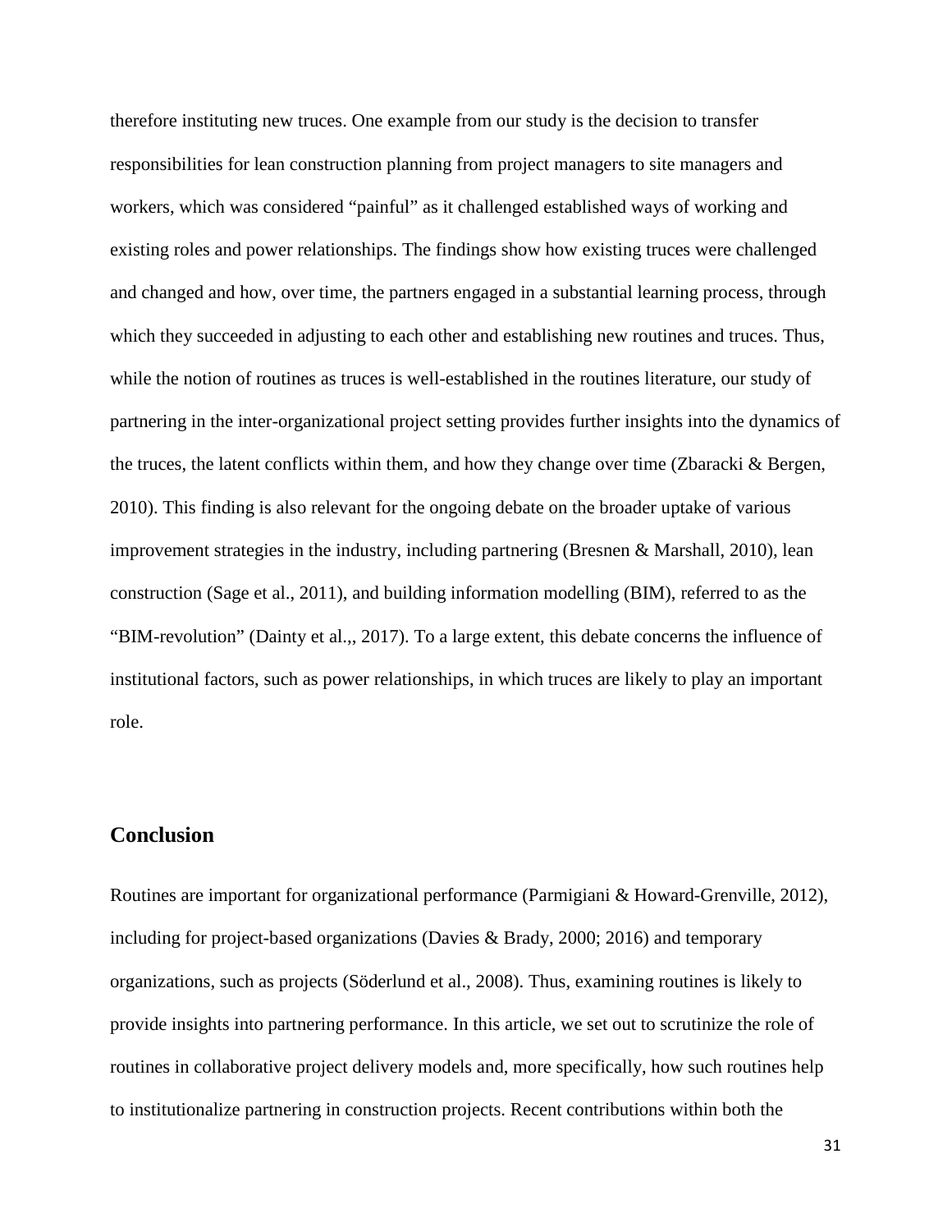therefore instituting new truces. One example from our study is the decision to transfer responsibilities for lean construction planning from project managers to site managers and workers, which was considered "painful" as it challenged established ways of working and existing roles and power relationships. The findings show how existing truces were challenged and changed and how, over time, the partners engaged in a substantial learning process, through which they succeeded in adjusting to each other and establishing new routines and truces. Thus, while the notion of routines as truces is well-established in the routines literature, our study of partnering in the inter-organizational project setting provides further insights into the dynamics of the truces, the latent conflicts within them, and how they change over time (Zbaracki & Bergen, 2010). This finding is also relevant for the ongoing debate on the broader uptake of various improvement strategies in the industry, including partnering (Bresnen & Marshall, 2010), lean construction (Sage et al., 2011), and building information modelling (BIM), referred to as the "BIM-revolution" (Dainty et al.,, 2017). To a large extent, this debate concerns the influence of institutional factors, such as power relationships, in which truces are likely to play an important role.

## Conclusion

Routines are important for organizational performance (Parmigiani & Howard-Grenville, 2012), including for project-based organizations (Davies & Brady, 2000; 2016) and temporary organizations, such as projects (Söderlund et al., 2008). Thus, examining routines is likely to provide insights into partnering performance. In this article, we set out to scrutinize the role of routines in collaborative project delivery models and, more specifically, how such routines help to institutionalize partnering in construction projects. Recent contributions within both the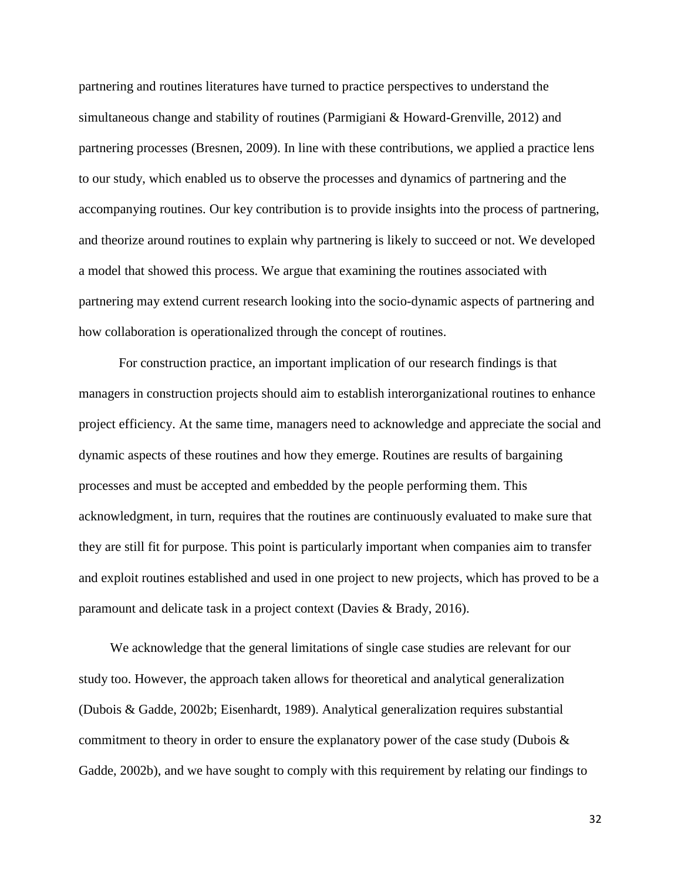partnering and routines literatures have turned to practice perspectives to understand the simultaneous change and stability of routines (Parmigiani & Howard-Grenville, 2012) and partnering processes (Bresnen, 2009). In line with these contributions, we applied a practice lens to our study, which enabled us to observe the processes and dynamics of partnering and the accompanying routines. Our key contribution is to provide insights into the process of partnering, and theorize around routines to explain why partnering is likely to succeed or not. We developed a model that showed this process. We argue that examining the routines associated with partnering may extend current research looking into the socio-dynamic aspects of partnering and how collaboration is operationalized through the concept of routines.

For construction practice, an important implication of our research findings is that managers in construction projects should aim to establish interorganizational routines to enhance project efficiency. At the same time, managers need to acknowledge and appreciate the social and dynamic aspects of these routines and how they emerge. Routines are results of bargaining processes and must be accepted and embedded by the people performing them. This acknowledgment, in turn, requires that the routines are continuously evaluated to make sure that they are still fit for purpose. This point is particularly important when companies aim to transfer and exploit routines established and used in one project to new projects, which has proved to be a paramount and delicate task in a project context (Davies & Brady, 2016).

We acknowledge that the general limitations of single case studies are relevant for our study too. However, the approach taken allows for theoretical and analytical generalization (Dubois & Gadde, 2002b; Eisenhardt, 1989). Analytical generalization requires substantial commitment to theory in order to ensure the explanatory power of the case study (Dubois & Gadde, 2002b), and we have sought to comply with this requirement by relating our findings to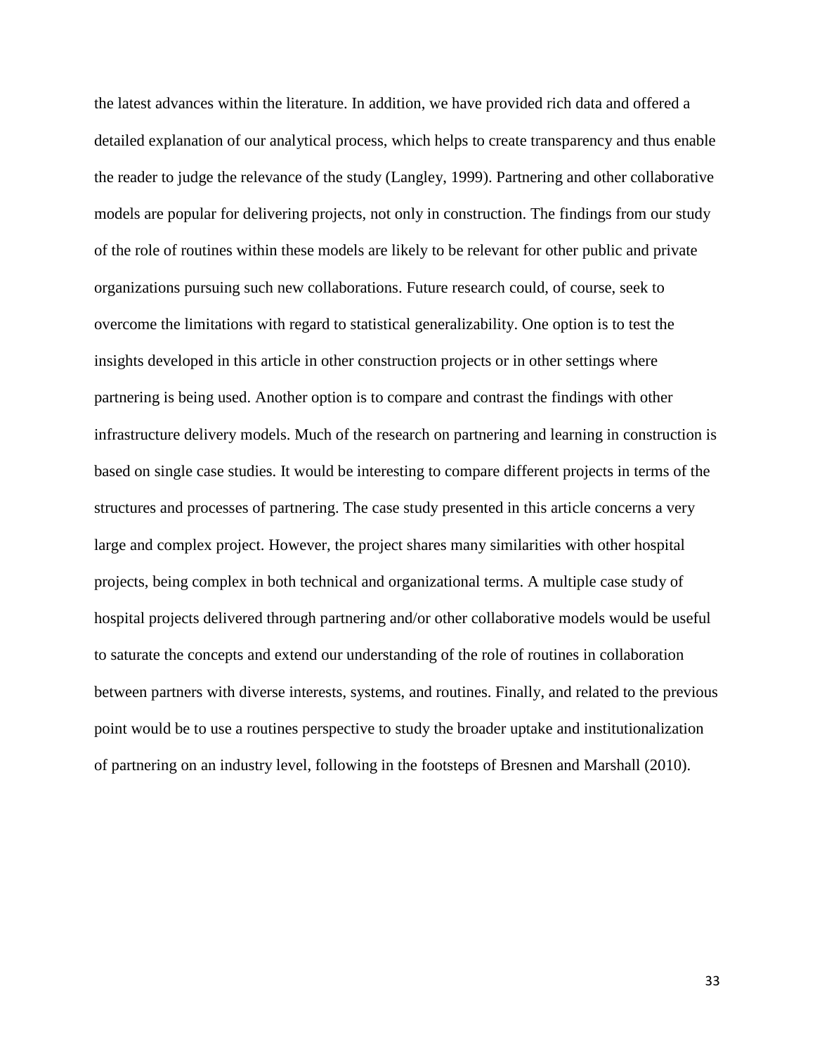the latest advances within the literature. In addition, we have provided rich data and offered a detailed explanation of our analytical process, which helps to create transparency and thus enable the reader to judge the relevance of the study (Langley, 1999). Partnering and other collaborative models are popular for delivering projects, not only in construction. The findings from our study of the role of routines within these models are likely to be relevant for other public and private organizations pursuing such new collaborations. Future research could, of course, seek to overcome the limitations with regard to statistical generalizability. One option is to test the insights developed in this article in other construction projects or in other settings where partnering is being used. Another option is to compare and contrast the findings with other infrastructure delivery models. Much of the research on partnering and learning in construction is based on single case studies. It would be interesting to compare different projects in terms of the structures and processes of partnering. The case study presented in this article concerns a very large and complex project. However, the project shares many similarities with other hospital projects, being complex in both technical and organizational terms. A multiple case study of hospital projects delivered through partnering and/or other collaborative models would be useful to saturate the concepts and extend our understanding of the role of routines in collaboration between partners with diverse interests, systems, and routines. Finally, and related to the previous point would be to use a routines perspective to study the broader uptake and institutionalization of partnering on an industry level, following in the footsteps of Bresnen and Marshall (2010).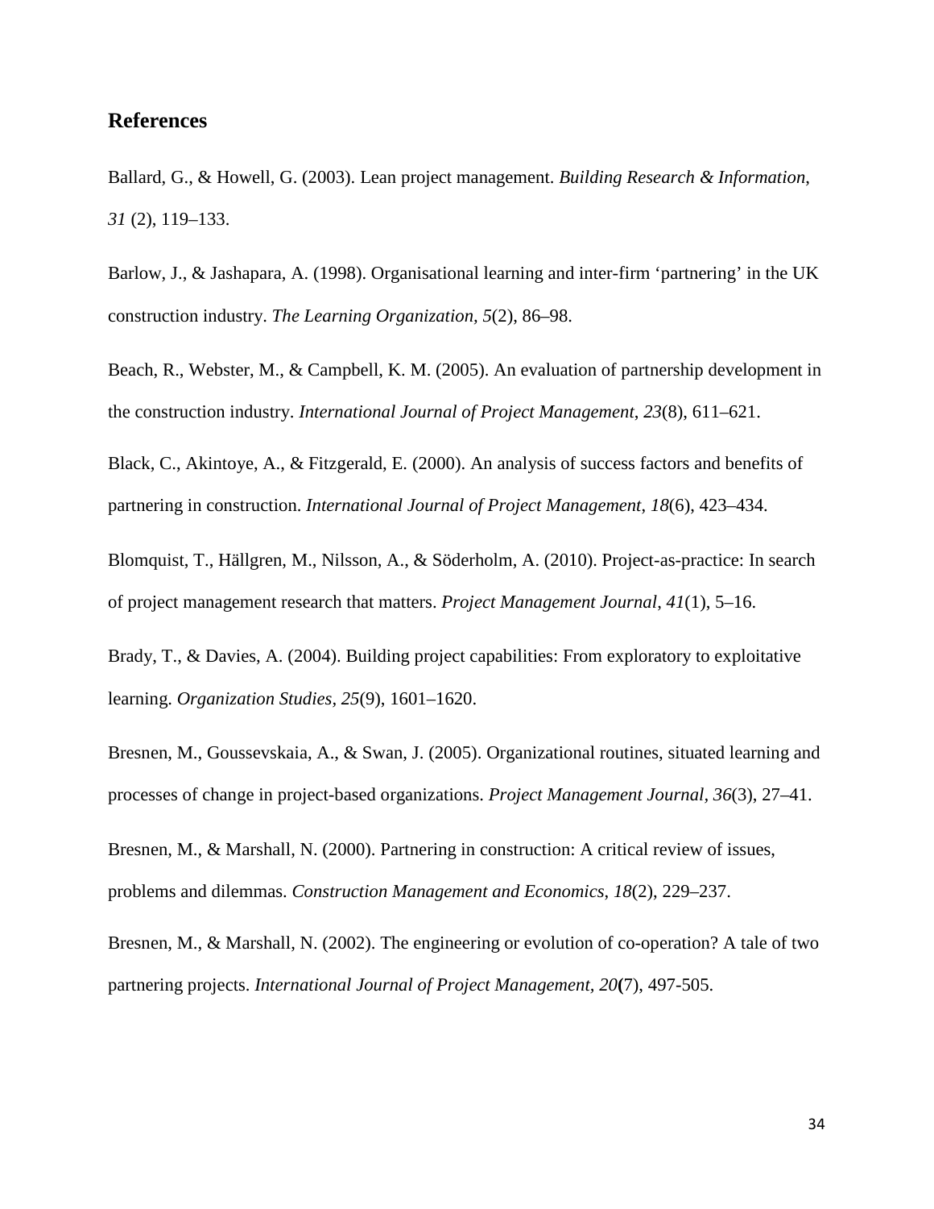## References

Ballard, G., & Howell, G. (2003). Lean project management. *Building Research & Information*, *31* (2), 119–133.

Barlow, J., & Jashapara, A. (1998). Organisational learning and inter-firm ‘partnering’ in the UK construction industry. *The Learning Organization, 5*(2), 86–98.

Beach, R., Webster, M., & Campbell, K. M. (2005). An evaluation of partnership development in the construction industry. *International Journal of Project Management*, *23*(8), 611–621.

Black, C., Akintoye, A., & Fitzgerald, E. (2000). An analysis of success factors and benefits of partnering in construction. *International Journal of Project Management*, *18*(6), 423–434.

Blomquist, T., Hällgren, M., Nilsson, A., & Söderholm, A. (2010). Project-as-practice: In search of project management research that matters. *Project Management Journal*, *41*(1), 5–16.

Brady, T., & Davies, A. (2004). Building project capabilities: From exploratory to exploitative learning. *Organization Studies, 25*(9), 1601–1620.

Bresnen, M., Goussevskaia, A., & Swan, J. (2005). Organizational routines, situated learning and processes of change in project-based organizations. *Project Management Journal, 36*(3), 27–41.

Bresnen, M., & Marshall, N. (2000). Partnering in construction: A critical review of issues, problems and dilemmas. *Construction Management and Economics*, *18*(2), 229–237.

Bresnen, M., & Marshall, N. (2002). The engineering or evolution of co-operation? A tale of two partnering projects. *International Journal of Project Management, 20*(7), 497-505.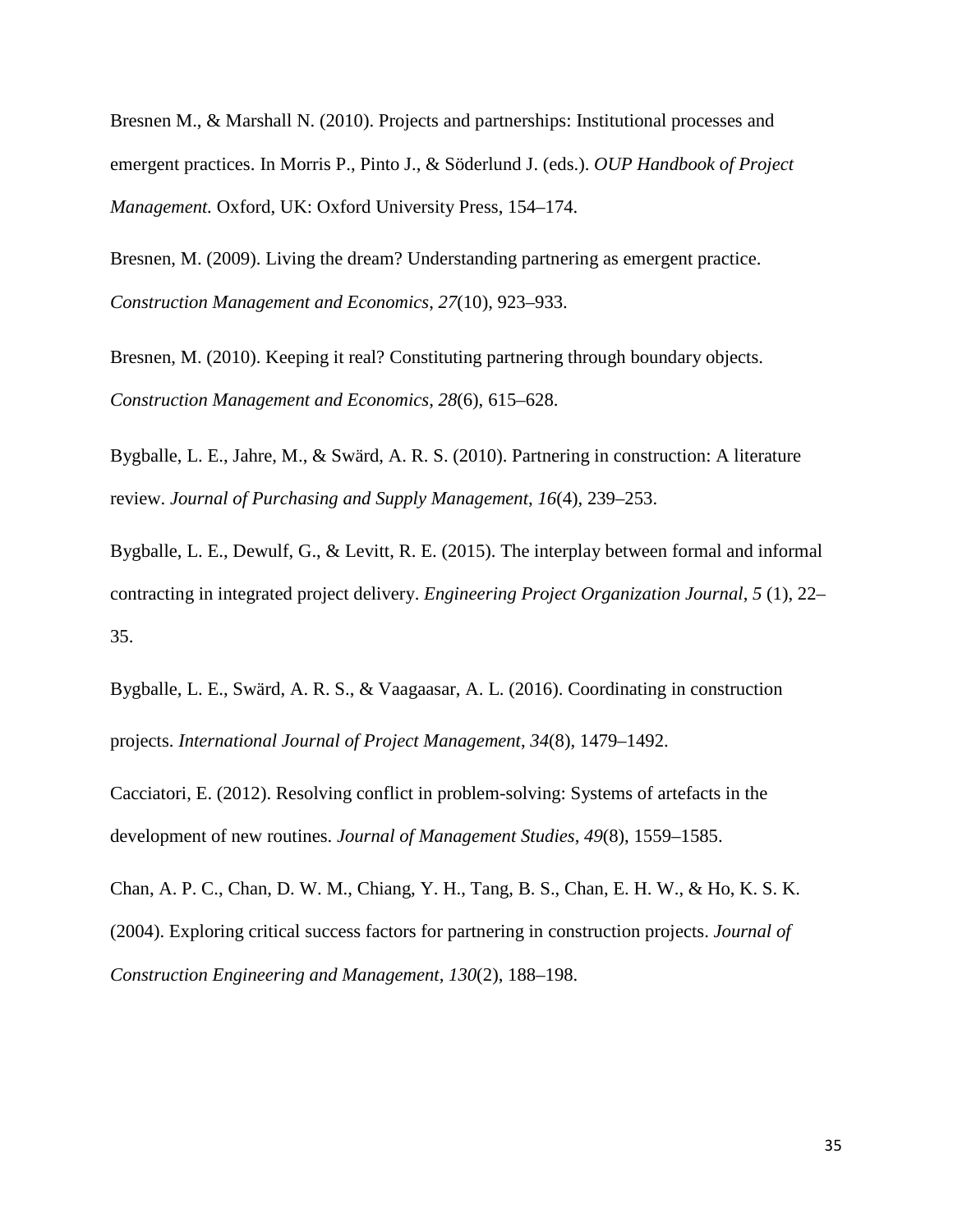Bresnen M., & Marshall N. (2010). Projects and partnerships: Institutional processes and emergent practices. In Morris P., Pinto J., & Söderlund J. (eds.). *OUP Handbook of Project Management.* Oxford, UK: Oxford University Press, 154–174.

Bresnen, M. (2009). Living the dream? Understanding partnering as emergent practice. *Construction Management and Economics*, *27*(10), 923–933.

Bresnen, M. (2010). Keeping it real? Constituting partnering through boundary objects. *Construction Management and Economics, 28*(6), 615–628.

Bygballe, L. E., Jahre, M., & Swärd, A. R. S. (2010). Partnering in construction: A literature review. *Journal of Purchasing and Supply Management*, *16*(4), 239–253.

Bygballe, L. E., Dewulf, G., & Levitt, R. E. (2015). The interplay between formal and informal contracting in integrated project delivery. *Engineering Project Organization Journal*, *5* (1), 22–35.

Bygballe, L. E., Swärd, A. R. S., & Vaagaasar, A. L. (2016). Coordinating in construction projects. *International Journal of Project Management*, *34*(8), 1479–1492.

Cacciatori, E. (2012). Resolving conflict in problem-solving: Systems of artefacts in the development of new routines. *Journal of Management Studies*, *49*(8), 1559–1585.

Chan, A. P. C., Chan, D. W. M., Chiang, Y. H., Tang, B. S., Chan, E. H. W., & Ho, K. S. K. (2004). Exploring critical success factors for partnering in construction projects. *Journal of Construction Engineering and Management*, *130*(2), 188–198.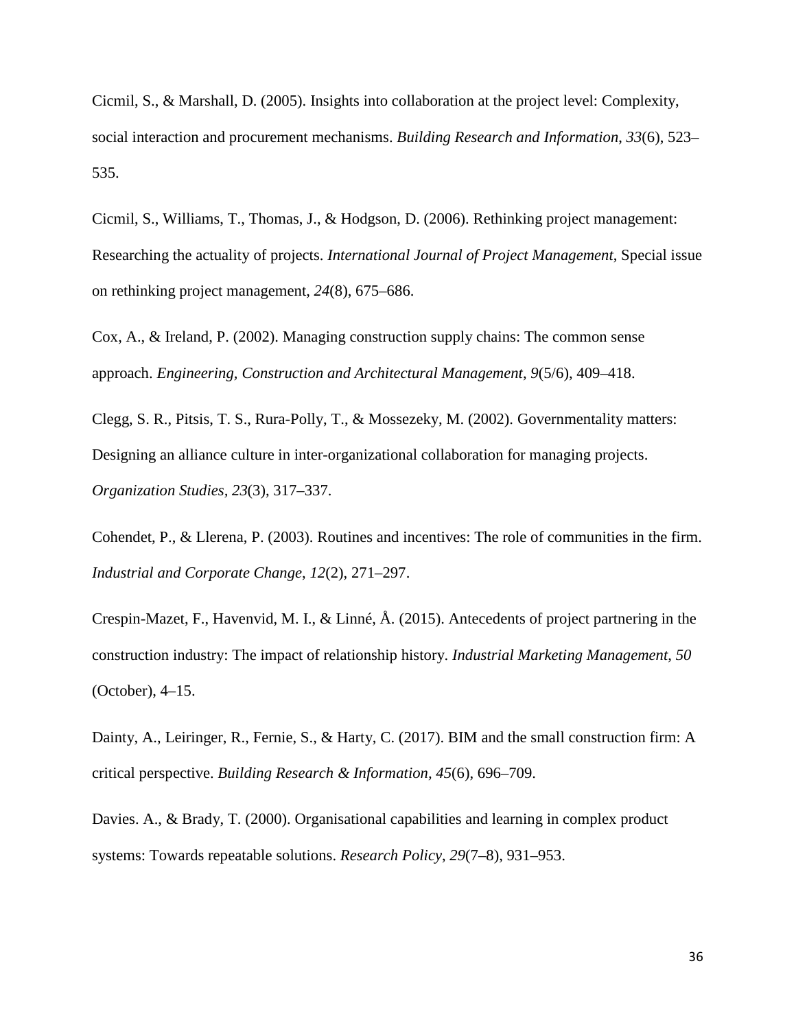Cicmil, S., & Marshall, D. (2005). Insights into collaboration at the project level: Complexity, social interaction and procurement mechanisms. *Building Research and Information*, *33*(6), 523–535.

Cicmil, S., Williams, T., Thomas, J., & Hodgson, D. (2006). Rethinking project management: Researching the actuality of projects. *International Journal of Project Management*, Special issue on rethinking project management, *24*(8), 675–686.

Cox, A., & Ireland, P. (2002). Managing construction supply chains: The common sense approach. *Engineering, Construction and Architectural Management*, *9*(5/6), 409–418.

Clegg, S. R., Pitsis, T. S., Rura-Polly, T., & Mossezeky, M. (2002). Governmentality matters: Designing an alliance culture in inter-organizational collaboration for managing projects. *Organization Studies*, *23*(3), 317–337.

Cohendet, P., & Llerena, P. (2003). Routines and incentives: The role of communities in the firm. *Industrial and Corporate Change*, *12*(2), 271–297.

Crespin-Mazet, F., Havenvid, M. I., & Linné, Å. (2015). Antecedents of project partnering in the construction industry: The impact of relationship history. *Industrial Marketing Management*, *50* (October), 4–15.

Dainty, A., Leiringer, R., Fernie, S., & Harty, C. (2017). BIM and the small construction firm: A critical perspective. *Building Research & Information*, *45*(6), 696–709.

Davies. A., & Brady, T. (2000). Organisational capabilities and learning in complex product systems: Towards repeatable solutions. *Research Policy*, *29*(7–8), 931–953.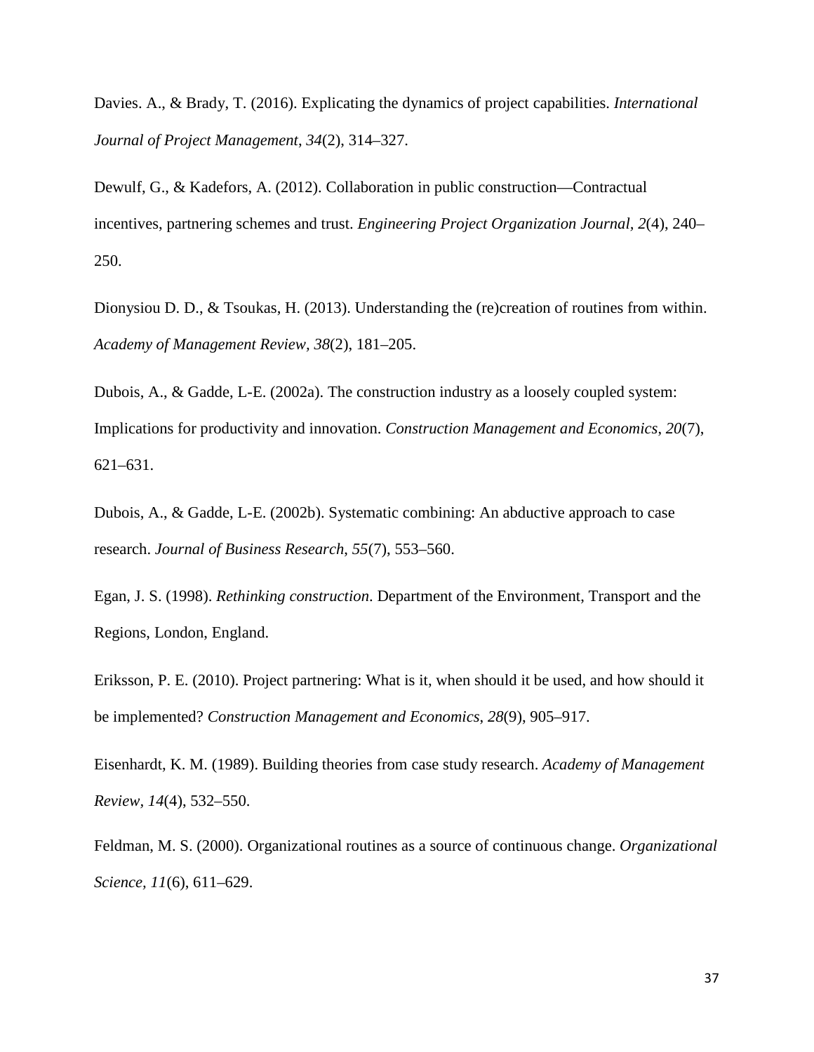Davies. A., & Brady, T. (2016). Explicating the dynamics of project capabilities. *International Journal of Project Management, 34*(2), 314–327.

Dewulf, G., & Kadefors, A. (2012). Collaboration in public construction—Contractual incentives, partnering schemes and trust. *Engineering Project Organization Journal*, *2*(4), 240–250.

Dionysiou D. D., & Tsoukas, H. (2013). Understanding the (re)creation of routines from within. *Academy of Management Review, 38*(2), 181–205.

Dubois, A., & Gadde, L-E. (2002a). The construction industry as a loosely coupled system: Implications for productivity and innovation. *Construction Management and Economics*, *20*(7), 621–631.

Dubois, A., & Gadde, L-E. (2002b). Systematic combining: An abductive approach to case research. *Journal of Business Research*, *55*(7), 553–560.

Egan, J. S. (1998). *Rethinking construction*. Department of the Environment, Transport and the Regions, London, England.

Eriksson, P. E. (2010). Project partnering: What is it, when should it be used, and how should it be implemented? *Construction Management and Economics*, *28*(9), 905–917.

Eisenhardt, K. M. (1989). Building theories from case study research. *Academy of Management Review, 14*(4), 532–550.

Feldman, M. S. (2000). Organizational routines as a source of continuous change. *Organizational Science, 11*(6), 611–629.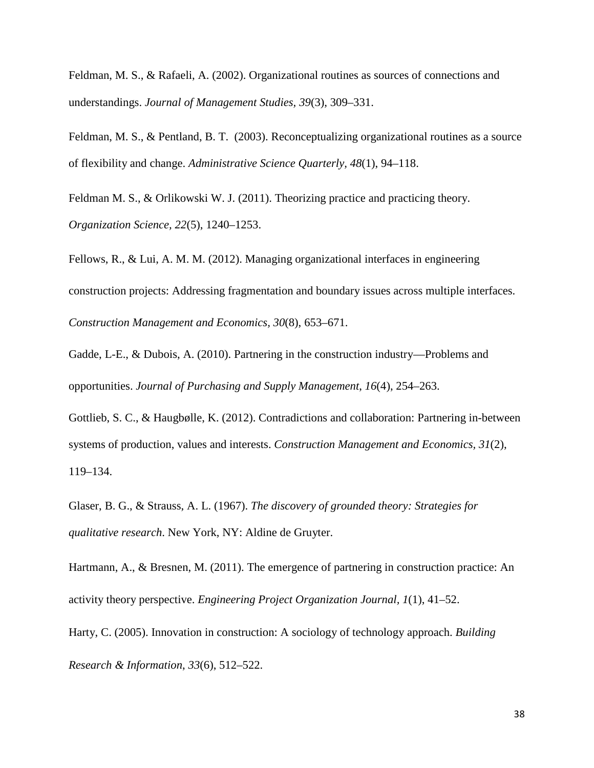Feldman, M. S., & Rafaeli, A. (2002). Organizational routines as sources of connections and understandings. *Journal of Management Studies, 39*(3), 309–331.

Feldman, M. S., & Pentland, B. T. (2003). Reconceptualizing organizational routines as a source of flexibility and change. *Administrative Science Quarterly*, *48*(1), 94–118.

Feldman M. S., & Orlikowski W. J. (2011). Theorizing practice and practicing theory. *Organization Science, 22*(5), 1240–1253.

Fellows, R., & Lui, A. M. M. (2012). Managing organizational interfaces in engineering construction projects: Addressing fragmentation and boundary issues across multiple interfaces. *Construction Management and Economics*, *30*(8), 653–671.

Gadde, L-E., & Dubois, A. (2010). Partnering in the construction industry—Problems and opportunities. *Journal of Purchasing and Supply Management*, *16*(4), 254–263.

Gottlieb, S. C., & Haugbølle, K. (2012). Contradictions and collaboration: Partnering in-between systems of production, values and interests. *Construction Management and Economics, 31*(2), 119–134.

Glaser, B. G., & Strauss, A. L. (1967). *The discovery of grounded theory: Strategies for qualitative research*. New York, NY: Aldine de Gruyter.

Hartmann, A., & Bresnen, M. (2011). The emergence of partnering in construction practice: An activity theory perspective. *Engineering Project Organization Journal, 1*(1), 41–52.

Harty, C. (2005). Innovation in construction: A sociology of technology approach. *Building Research & Information*, *33*(6), 512–522.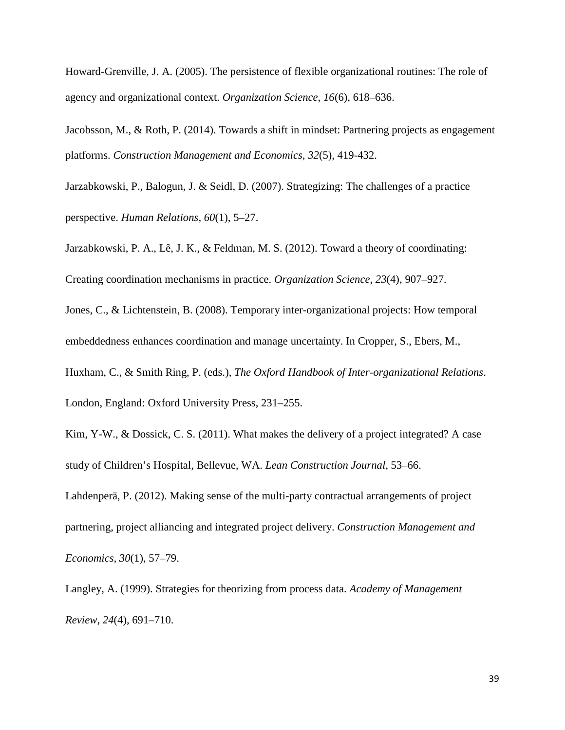Howard-Grenville, J. A. (2005). The persistence of flexible organizational routines: The role of agency and organizational context. *Organization Science*, *16*(6), 618–636.

Jacobsson, M., & Roth, P. (2014). Towards a shift in mindset: Partnering projects as engagement platforms. *Construction Management and Economics, 32*(5), 419-432.

Jarzabkowski, P., Balogun, J. & Seidl, D. (2007). Strategizing: The challenges of a practice perspective. *Human Relations*, *60*(1), 5–27.

Jarzabkowski, P. A., Lê, J. K., & Feldman, M. S. (2012). Toward a theory of coordinating: Creating coordination mechanisms in practice. *Organization Science*, *23*(4), 907–927.

Jones, C., & Lichtenstein, B. (2008). Temporary inter-organizational projects: How temporal embeddedness enhances coordination and manage uncertainty. In Cropper, S., Ebers, M., Huxham, C., & Smith Ring, P. (eds.), *The Oxford Handbook of Inter-organizational Relations*. London, England: Oxford University Press, 231–255.

Kim, Y-W., & Dossick, C. S. (2011). What makes the delivery of a project integrated? A case study of Children's Hospital, Bellevue, WA. *Lean Construction Journal*, 53–66.

Lahdenperä, P. (2012). Making sense of the multi-party contractual arrangements of project partnering, project alliancing and integrated project delivery. *Construction Management and Economics*, *30*(1), 57–79.

Langley, A. (1999). Strategies for theorizing from process data. *Academy of Management Review*, *24*(4), 691–710.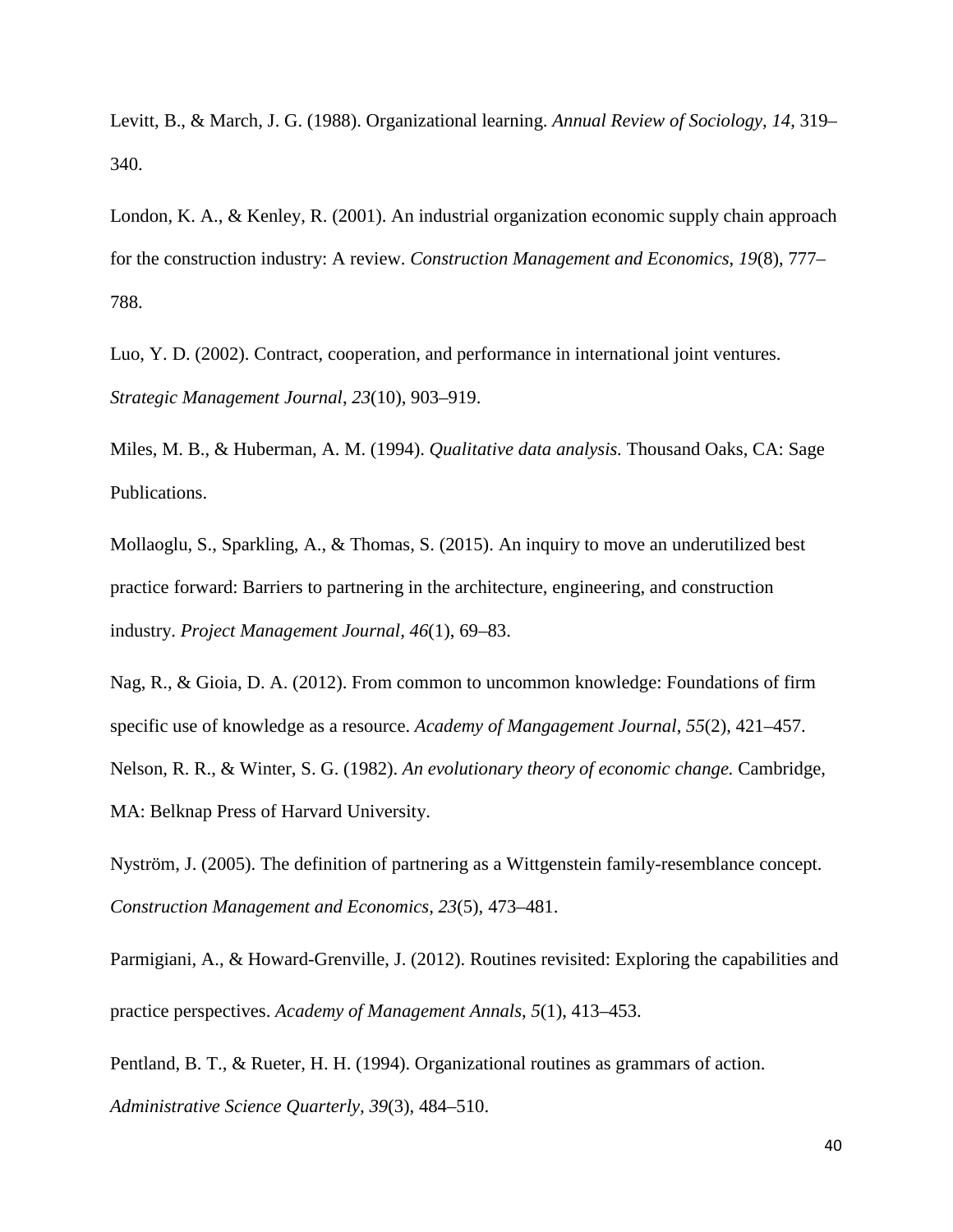Levitt, B., & March, J. G. (1988). Organizational learning. *Annual Review of Sociology, 14*, 319–340.

London, K. A., & Kenley, R. (2001). An industrial organization economic supply chain approach for the construction industry: A review. *Construction Management and Economics, 19*(8), 777–788.

Luo, Y. D. (2002). Contract, cooperation, and performance in international joint ventures. *Strategic Management Journal*, *23*(10), 903–919.

Miles, M. B., & Huberman, A. M. (1994). *Qualitative data analysis.* Thousand Oaks, CA: Sage Publications.

Mollaoglu, S., Sparkling, A., & Thomas, S. (2015). An inquiry to move an underutilized best practice forward: Barriers to partnering in the architecture, engineering, and construction industry. *Project Management Journal*, *46*(1), 69–83.

Nag, R., & Gioia, D. A. (2012). From common to uncommon knowledge: Foundations of firm specific use of knowledge as a resource. *Academy of Mangagement Journal*, *55*(2), 421–457.

Nelson, R. R., & Winter, S. G. (1982). *An evolutionary theory of economic change.* Cambridge, MA: Belknap Press of Harvard University.

Nyström, J. (2005). The definition of partnering as a Wittgenstein family-resemblance concept. *Construction Management and Economics*, *23*(5), 473–481.

Parmigiani, A., & Howard-Grenville, J. (2012). Routines revisited: Exploring the capabilities and practice perspectives. *Academy of Management Annals*, *5*(1), 413–453.

Pentland, B. T., & Rueter, H. H. (1994). Organizational routines as grammars of action. *Administrative Science Quarterly, 39*(3), 484–510.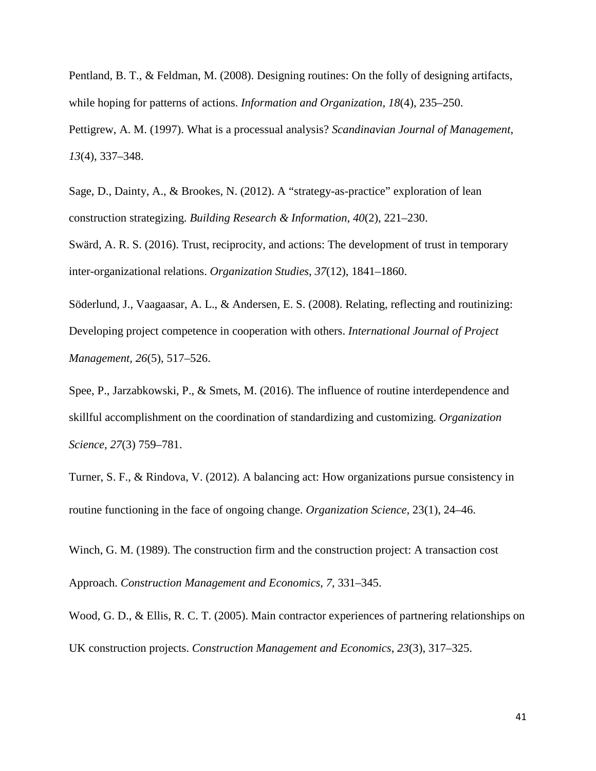Pentland, B. T., & Feldman, M. (2008). Designing routines: On the folly of designing artifacts, while hoping for patterns of actions. *Information and Organization*, *18*(4), 235–250.

Pettigrew, A. M. (1997). What is a processual analysis? *Scandinavian Journal of Management*, *13*(4), 337–348.

Sage, D., Dainty, A., & Brookes, N. (2012). A "strategy-as-practice" exploration of lean construction strategizing. *Building Research & Information*, *40*(2), 221–230.

Swärd, A. R. S. (2016). Trust, reciprocity, and actions: The development of trust in temporary inter-organizational relations. *Organization Studies*, *37*(12), 1841–1860.

Söderlund, J., Vaagaasar, A. L., & Andersen, E. S. (2008). Relating, reflecting and routinizing: Developing project competence in cooperation with others. *International Journal of Project Management, 26*(5), 517–526.

Spee, P., Jarzabkowski, P., & Smets, M. (2016). The influence of routine interdependence and skillful accomplishment on the coordination of standardizing and customizing. *Organization Science, 27*(3) 759–781.

Turner, S. F., & Rindova, V. (2012). A balancing act: How organizations pursue consistency in routine functioning in the face of ongoing change. *Organization Science,* 23(1), 24–46.

Winch, G. M. (1989). The construction firm and the construction project: A transaction cost Approach. *Construction Management and Economics*, *7*, 331–345.

Wood, G. D., & Ellis, R. C. T. (2005). Main contractor experiences of partnering relationships on UK construction projects. *Construction Management and Economics*, *23*(3), 317–325.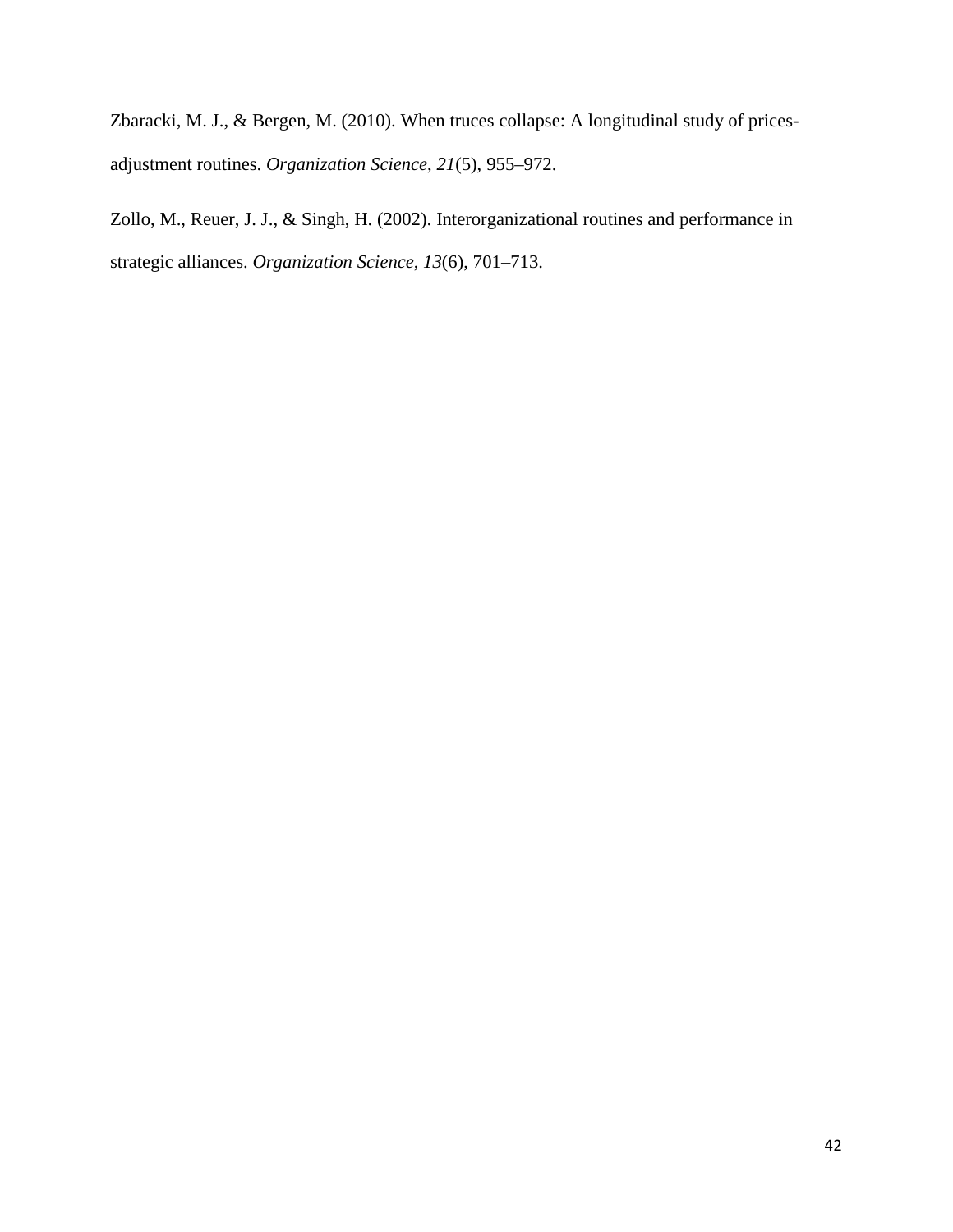Zbaracki, M. J., & Bergen, M. (2010). When truces collapse: A longitudinal study of prices-adjustment routines. *Organization Science*, *21*(5), 955–972.

Zollo, M., Reuer, J. J., & Singh, H. (2002). Interorganizational routines and performance in strategic alliances. *Organization Science*, *13*(6), 701–713.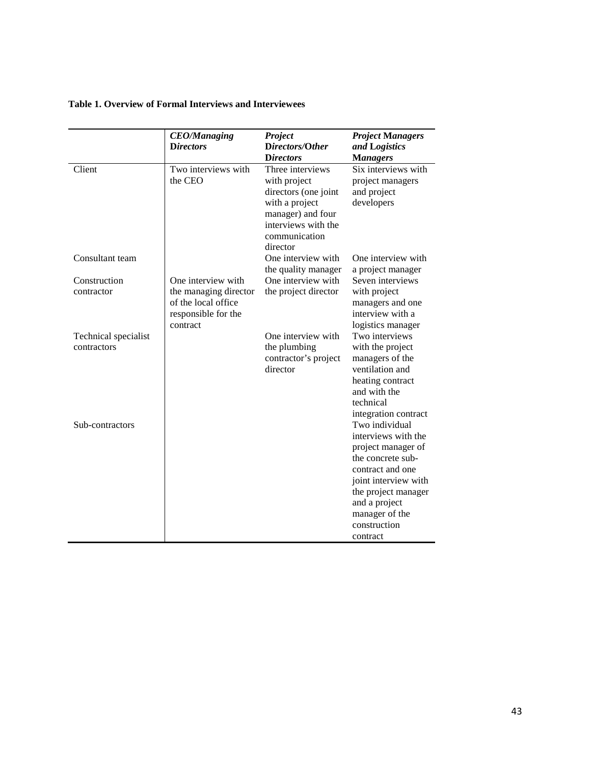**Table 1. Overview of Formal Interviews and Interviewees**

| | ***CEO/Managing Directors*** | ***Project Directors/Other Directors*** | ***Project Managers and Logistics Managers*** |
|---|---|---|---|
| Client | Two interviews with the CEO | Three interviews with project directors (one joint with a project manager) and four interviews with the communication director | Six interviews with project managers and project developers |
| Consultant team | | One interview with the quality manager | One interview with a project manager |
| Construction contractor | One interview with the managing director of the local office responsible for the contract | One interview with the project director | Seven interviews with project managers and one interview with a logistics manager |
| Technical specialist contractors | | One interview with the plumbing contractor's project director | Two interviews with the project managers of the ventilation and heating contract and with the technical integration contract |
| Sub-contractors | | | Two individual interviews with the project manager of the concrete sub-contract and one joint interview with the project manager and a project manager of the construction contract |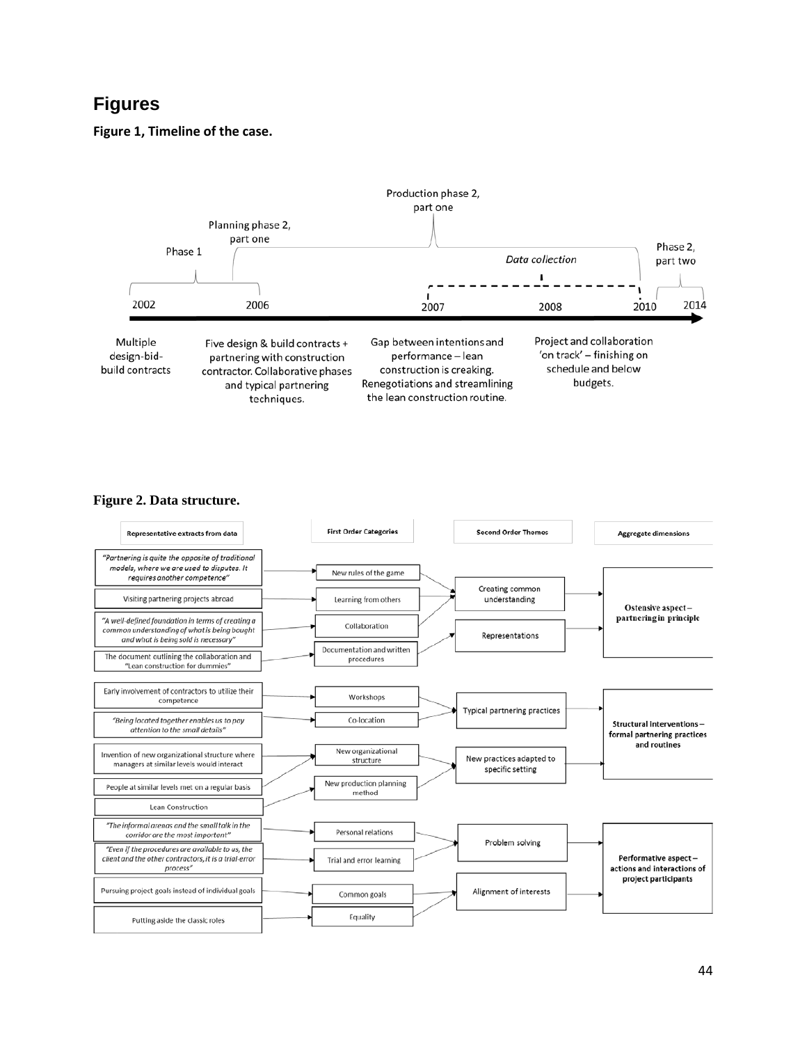# Figures

**Figure 1, Timeline of the case.**

Phase 1

Planning phase 2, part one

Production phase 2, part one

Data collection

Phase 2, part two

2002 | 2006 | 2007 | 2008 | 2010 | 2014

Multiple design-bid-build contracts

Five design & build contracts + partnering with construction contractor. Collaborative phases and typical partnering techniques.

Gap between intentions and performance – lean construction is creaking. Renegotiations and streamlining the lean construction routine.

Project and collaboration 'on track' – finishing on schedule and below budgets.

**Figure 2. Data structure.**

| Representative extracts from data | First Order Categories | Second Order Themes | Aggregate dimensions |
|---|---|---|---|
| *"Partnering is quite the opposite of traditional models, where we are used to disputes. It requires another competence"* | New rules of the game | Creating common understanding | Ostensive aspect – partnering in principle |
| Visiting partnering projects abroad | Learning from others | Creating common understanding | Ostensive aspect – partnering in principle |
| *"A well-defined foundation in terms of creating a common understanding of what is being bought and what is being sold is necessary"* | Collaboration | Creating common understanding | Ostensive aspect – partnering in principle |
| The document outlining the collaboration and "Lean construction for dummies" | Documentation and written procedures | Representations | Ostensive aspect – partnering in principle |
| Early involvement of contractors to utilize their competence | Workshops | Typical partnering practices | Structural interventions – formal partnering practices and routines |
| *"Being located together enables us to pay attention to the small details"* | Co-location | Typical partnering practices | Structural interventions – formal partnering practices and routines |
| Invention of new organizational structure where managers at similar levels would interact | New organizational structure | New practices adapted to specific setting | Structural interventions – formal partnering practices and routines |
| People at similar levels met on a regular basis | New organizational structure | New practices adapted to specific setting | Structural interventions – formal partnering practices and routines |
| Lean Construction | New production planning method | New practices adapted to specific setting | Structural interventions – formal partnering practices and routines |
| *"The informal arenas and the small talk in the corridor are the most important"* | Personal relations | Problem solving | Performative aspect – actions and interactions of project participants |
| *"Even if the procedures are available to us, the client and the other contractors, it is a trial-error process"* | Trial and error learning | Problem solving | Performative aspect – actions and interactions of project participants |
| Pursuing project goals instead of individual goals | Common goals | Alignment of interests | Performative aspect – actions and interactions of project participants |
| Putting aside the classic roles | Equality | Alignment of interests | Performative aspect – actions and interactions of project participants |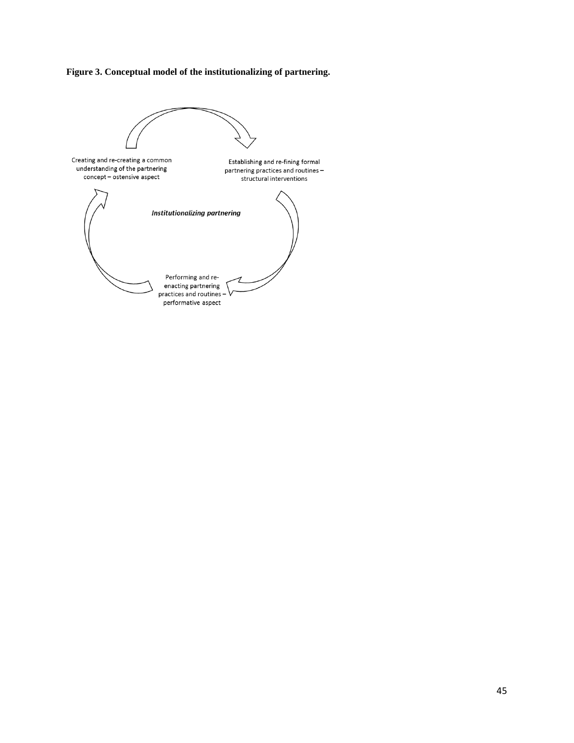**Figure 3. Conceptual model of the institutionalizing of partnering.**

Creating and re-creating a common understanding of the partnering concept – ostensive aspect

Establishing and re-fining formal partnering practices and routines – structural interventions

*Institutionalizing partnering*

Performing and re-enacting partnering practices and routines – performative aspect